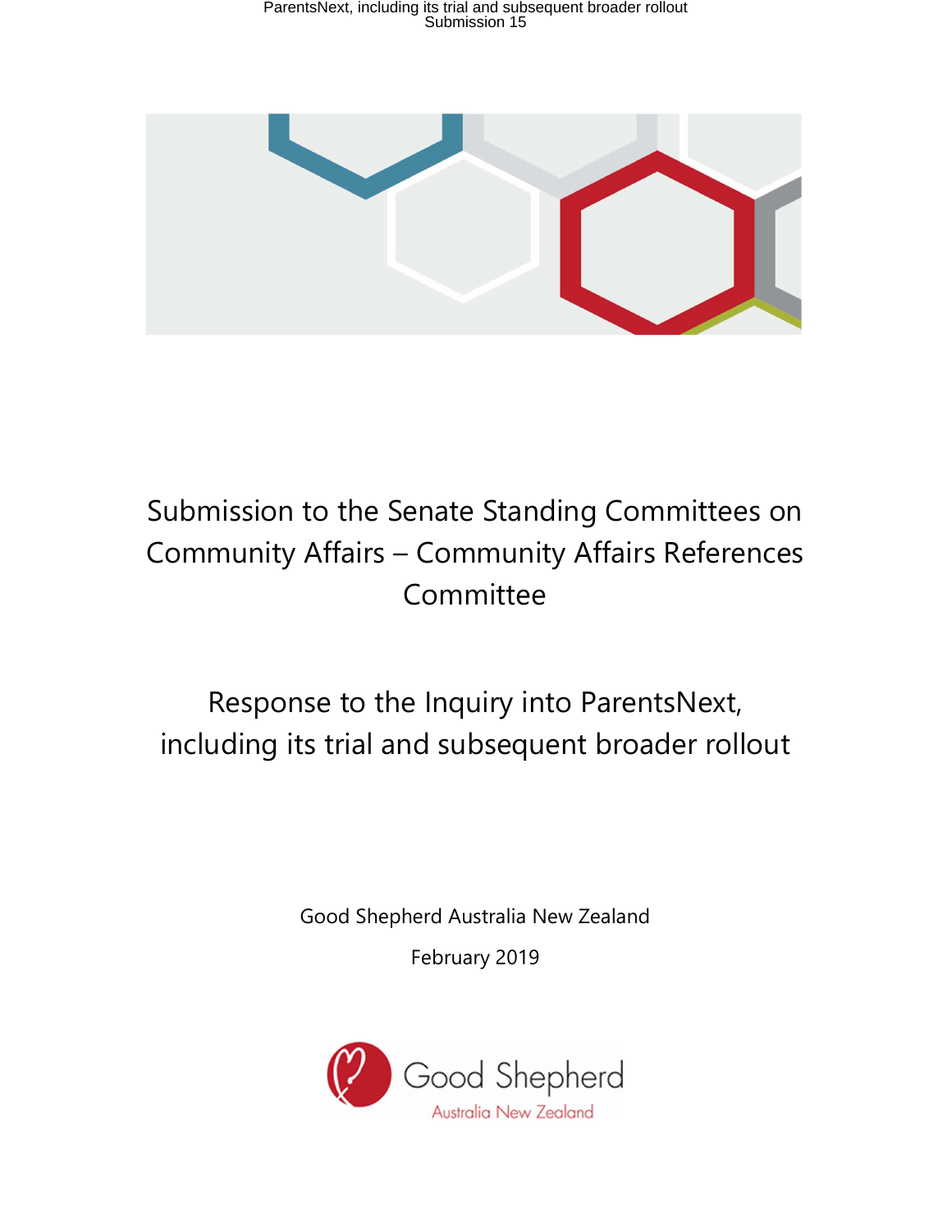# Submission to the Senate Standing Committees on Community Affairs – Community Affairs References Committee

## Response to the Inquiry into ParentsNext, including its trial and subsequent broader rollout

Good Shepherd Australia New Zealand

February 2019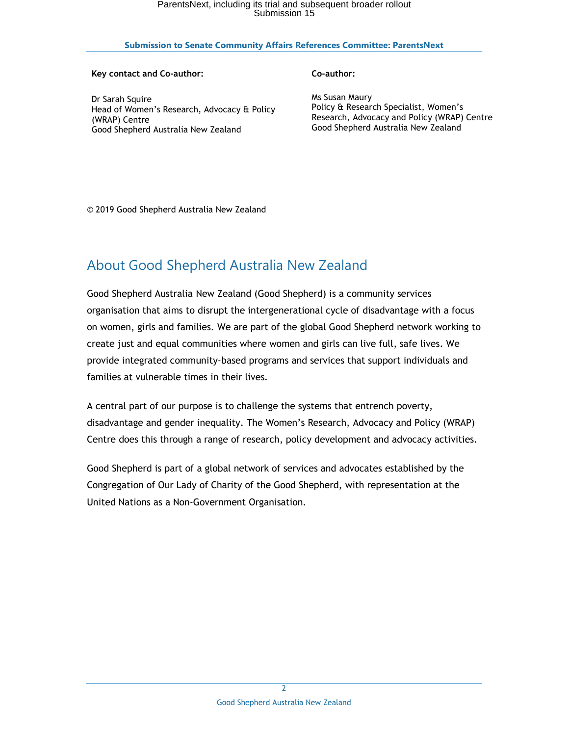**Key contact and Co-author:**

Dr Sarah Squire
Head of Women's Research, Advocacy & Policy (WRAP) Centre
Good Shepherd Australia New Zealand

**Co-author:**

Ms Susan Maury
Policy & Research Specialist, Women's Research, Advocacy and Policy (WRAP) Centre
Good Shepherd Australia New Zealand

© 2019 Good Shepherd Australia New Zealand

## About Good Shepherd Australia New Zealand

Good Shepherd Australia New Zealand (Good Shepherd) is a community services organisation that aims to disrupt the intergenerational cycle of disadvantage with a focus on women, girls and families. We are part of the global Good Shepherd network working to create just and equal communities where women and girls can live full, safe lives. We provide integrated community-based programs and services that support individuals and families at vulnerable times in their lives.

A central part of our purpose is to challenge the systems that entrench poverty, disadvantage and gender inequality. The Women's Research, Advocacy and Policy (WRAP) Centre does this through a range of research, policy development and advocacy activities.

Good Shepherd is part of a global network of services and advocates established by the Congregation of Our Lady of Charity of the Good Shepherd, with representation at the United Nations as a Non-Government Organisation.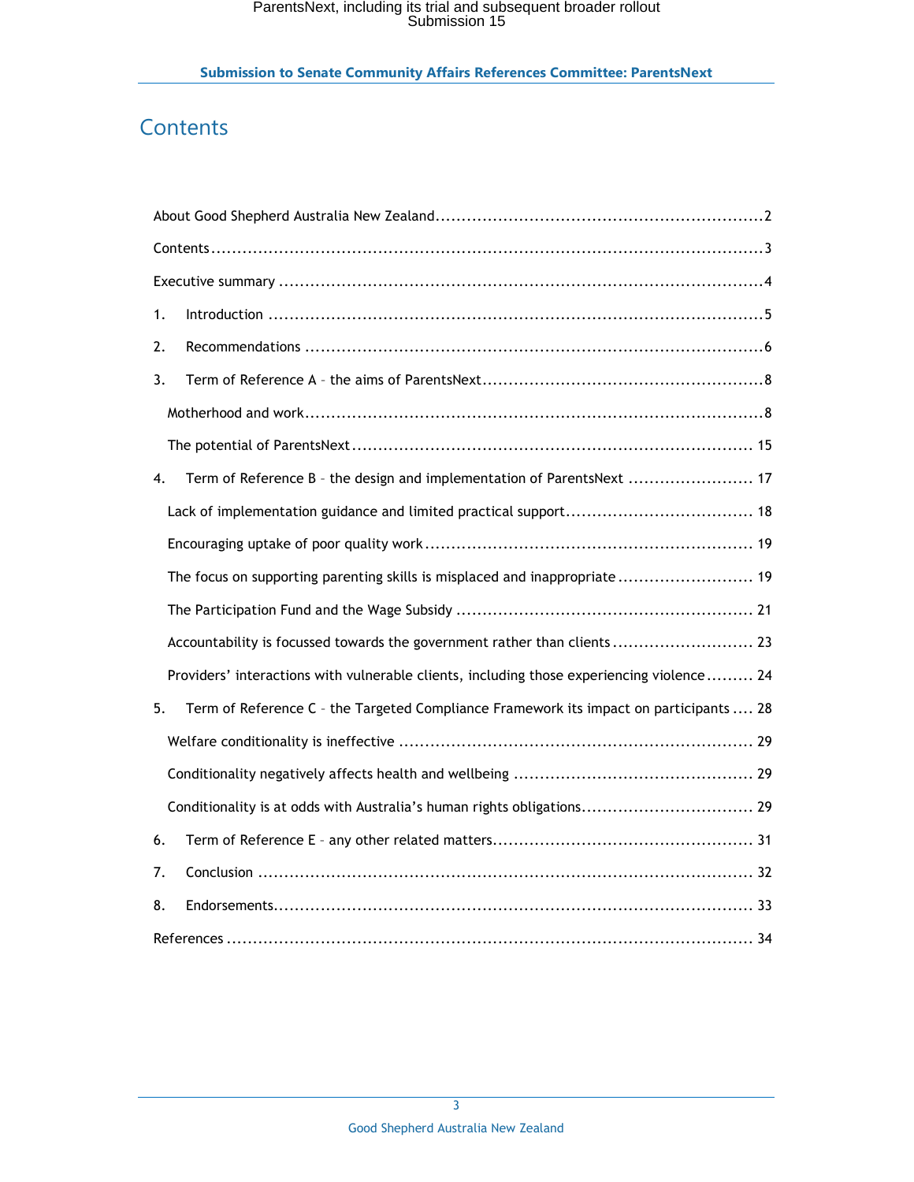# Contents

About Good Shepherd Australia New Zealand ........................................................ 2

Contents ................................................................................................ 3

Executive summary .................................................................................. 4

1. Introduction ........................................................................................ 5

2. Recommendations ................................................................................ 6

3. Term of Reference A – the aims of ParentsNext ........................................ 8

   Motherhood and work ............................................................................ 8

   The potential of ParentsNext ................................................................. 15

4. Term of Reference B – the design and implementation of ParentsNext ......... 17

   Lack of implementation guidance and limited practical support ..................... 18

   Encouraging uptake of poor quality work .................................................. 19

   The focus on supporting parenting skills is misplaced and inappropriate .......... 19

   The Participation Fund and the Wage Subsidy ............................................ 21

   Accountability is focussed towards the government rather than clients ........... 23

   Providers' interactions with vulnerable clients, including those experiencing violence ......... 24

5. Term of Reference C – the Targeted Compliance Framework its impact on participants .... 28

   Welfare conditionality is ineffective ........................................................ 29

   Conditionality negatively affects health and wellbeing ................................. 29

   Conditionality is at odds with Australia's human rights obligations .................. 29

6. Term of Reference E – any other related matters ....................................... 31

7. Conclusion ........................................................................................ 32

8. Endorsements ..................................................................................... 33

References ............................................................................................. 34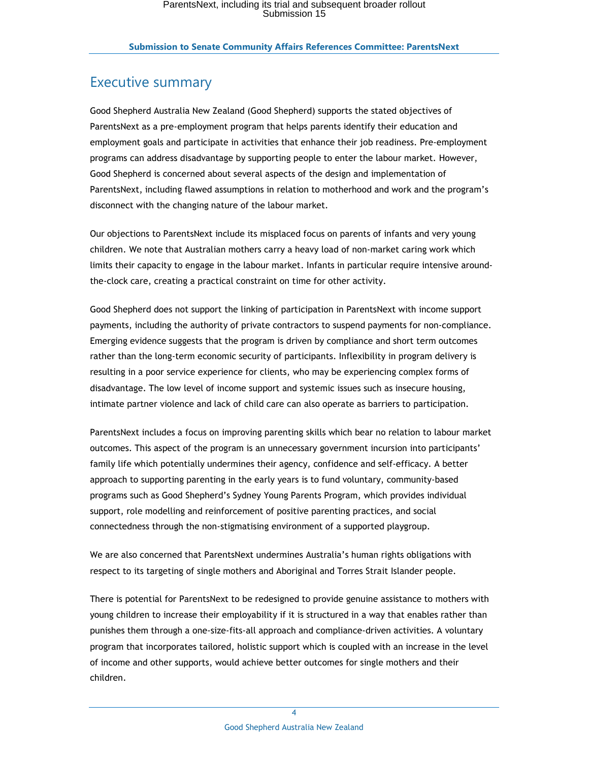# Executive summary

Good Shepherd Australia New Zealand (Good Shepherd) supports the stated objectives of ParentsNext as a pre-employment program that helps parents identify their education and employment goals and participate in activities that enhance their job readiness. Pre-employment programs can address disadvantage by supporting people to enter the labour market. However, Good Shepherd is concerned about several aspects of the design and implementation of ParentsNext, including flawed assumptions in relation to motherhood and work and the program's disconnect with the changing nature of the labour market.

Our objections to ParentsNext include its misplaced focus on parents of infants and very young children. We note that Australian mothers carry a heavy load of non-market caring work which limits their capacity to engage in the labour market. Infants in particular require intensive around-the-clock care, creating a practical constraint on time for other activity.

Good Shepherd does not support the linking of participation in ParentsNext with income support payments, including the authority of private contractors to suspend payments for non-compliance. Emerging evidence suggests that the program is driven by compliance and short term outcomes rather than the long-term economic security of participants. Inflexibility in program delivery is resulting in a poor service experience for clients, who may be experiencing complex forms of disadvantage. The low level of income support and systemic issues such as insecure housing, intimate partner violence and lack of child care can also operate as barriers to participation.

ParentsNext includes a focus on improving parenting skills which bear no relation to labour market outcomes. This aspect of the program is an unnecessary government incursion into participants' family life which potentially undermines their agency, confidence and self-efficacy. A better approach to supporting parenting in the early years is to fund voluntary, community-based programs such as Good Shepherd's Sydney Young Parents Program, which provides individual support, role modelling and reinforcement of positive parenting practices, and social connectedness through the non-stigmatising environment of a supported playgroup.

We are also concerned that ParentsNext undermines Australia's human rights obligations with respect to its targeting of single mothers and Aboriginal and Torres Strait Islander people.

There is potential for ParentsNext to be redesigned to provide genuine assistance to mothers with young children to increase their employability if it is structured in a way that enables rather than punishes them through a one-size-fits-all approach and compliance-driven activities. A voluntary program that incorporates tailored, holistic support which is coupled with an increase in the level of income and other supports, would achieve better outcomes for single mothers and their children.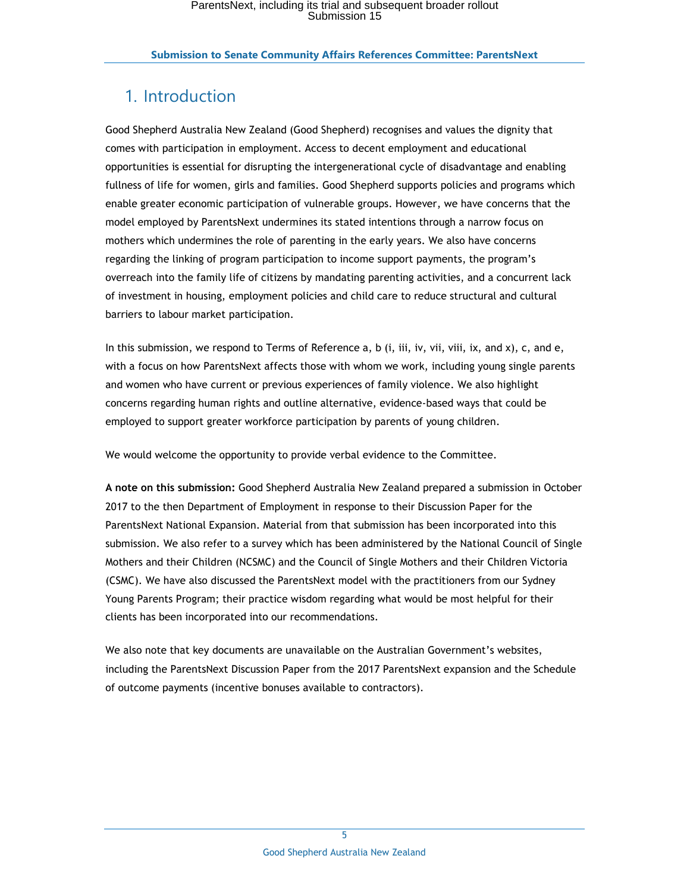# 1. Introduction

Good Shepherd Australia New Zealand (Good Shepherd) recognises and values the dignity that comes with participation in employment. Access to decent employment and educational opportunities is essential for disrupting the intergenerational cycle of disadvantage and enabling fullness of life for women, girls and families. Good Shepherd supports policies and programs which enable greater economic participation of vulnerable groups. However, we have concerns that the model employed by ParentsNext undermines its stated intentions through a narrow focus on mothers which undermines the role of parenting in the early years. We also have concerns regarding the linking of program participation to income support payments, the program's overreach into the family life of citizens by mandating parenting activities, and a concurrent lack of investment in housing, employment policies and child care to reduce structural and cultural barriers to labour market participation.

In this submission, we respond to Terms of Reference a, b (i, iii, iv, vii, viii, ix, and x), c, and e, with a focus on how ParentsNext affects those with whom we work, including young single parents and women who have current or previous experiences of family violence. We also highlight concerns regarding human rights and outline alternative, evidence-based ways that could be employed to support greater workforce participation by parents of young children.

We would welcome the opportunity to provide verbal evidence to the Committee.

**A note on this submission:** Good Shepherd Australia New Zealand prepared a submission in October 2017 to the then Department of Employment in response to their Discussion Paper for the ParentsNext National Expansion. Material from that submission has been incorporated into this submission. We also refer to a survey which has been administered by the National Council of Single Mothers and their Children (NCSMC) and the Council of Single Mothers and their Children Victoria (CSMC). We have also discussed the ParentsNext model with the practitioners from our Sydney Young Parents Program; their practice wisdom regarding what would be most helpful for their clients has been incorporated into our recommendations.

We also note that key documents are unavailable on the Australian Government's websites, including the ParentsNext Discussion Paper from the 2017 ParentsNext expansion and the Schedule of outcome payments (incentive bonuses available to contractors).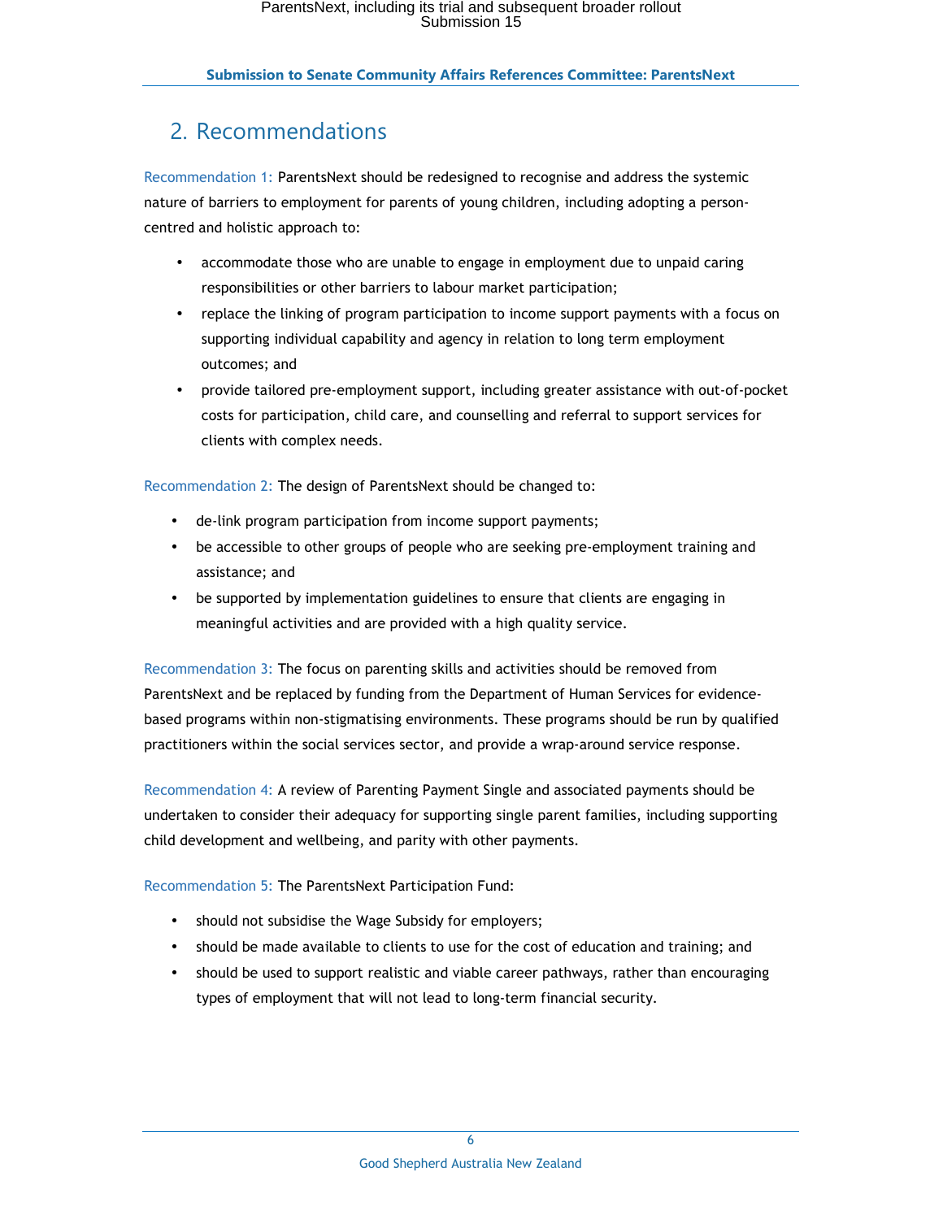## 2. Recommendations

Recommendation 1: ParentsNext should be redesigned to recognise and address the systemic nature of barriers to employment for parents of young children, including adopting a person-centred and holistic approach to:

- accommodate those who are unable to engage in employment due to unpaid caring responsibilities or other barriers to labour market participation;
- replace the linking of program participation to income support payments with a focus on supporting individual capability and agency in relation to long term employment outcomes; and
- provide tailored pre-employment support, including greater assistance with out-of-pocket costs for participation, child care, and counselling and referral to support services for clients with complex needs.

Recommendation 2: The design of ParentsNext should be changed to:

- de-link program participation from income support payments;
- be accessible to other groups of people who are seeking pre-employment training and assistance; and
- be supported by implementation guidelines to ensure that clients are engaging in meaningful activities and are provided with a high quality service.

Recommendation 3: The focus on parenting skills and activities should be removed from ParentsNext and be replaced by funding from the Department of Human Services for evidence-based programs within non-stigmatising environments. These programs should be run by qualified practitioners within the social services sector, and provide a wrap-around service response.

Recommendation 4: A review of Parenting Payment Single and associated payments should be undertaken to consider their adequacy for supporting single parent families, including supporting child development and wellbeing, and parity with other payments.

Recommendation 5: The ParentsNext Participation Fund:

- should not subsidise the Wage Subsidy for employers;
- should be made available to clients to use for the cost of education and training; and
- should be used to support realistic and viable career pathways, rather than encouraging types of employment that will not lead to long-term financial security.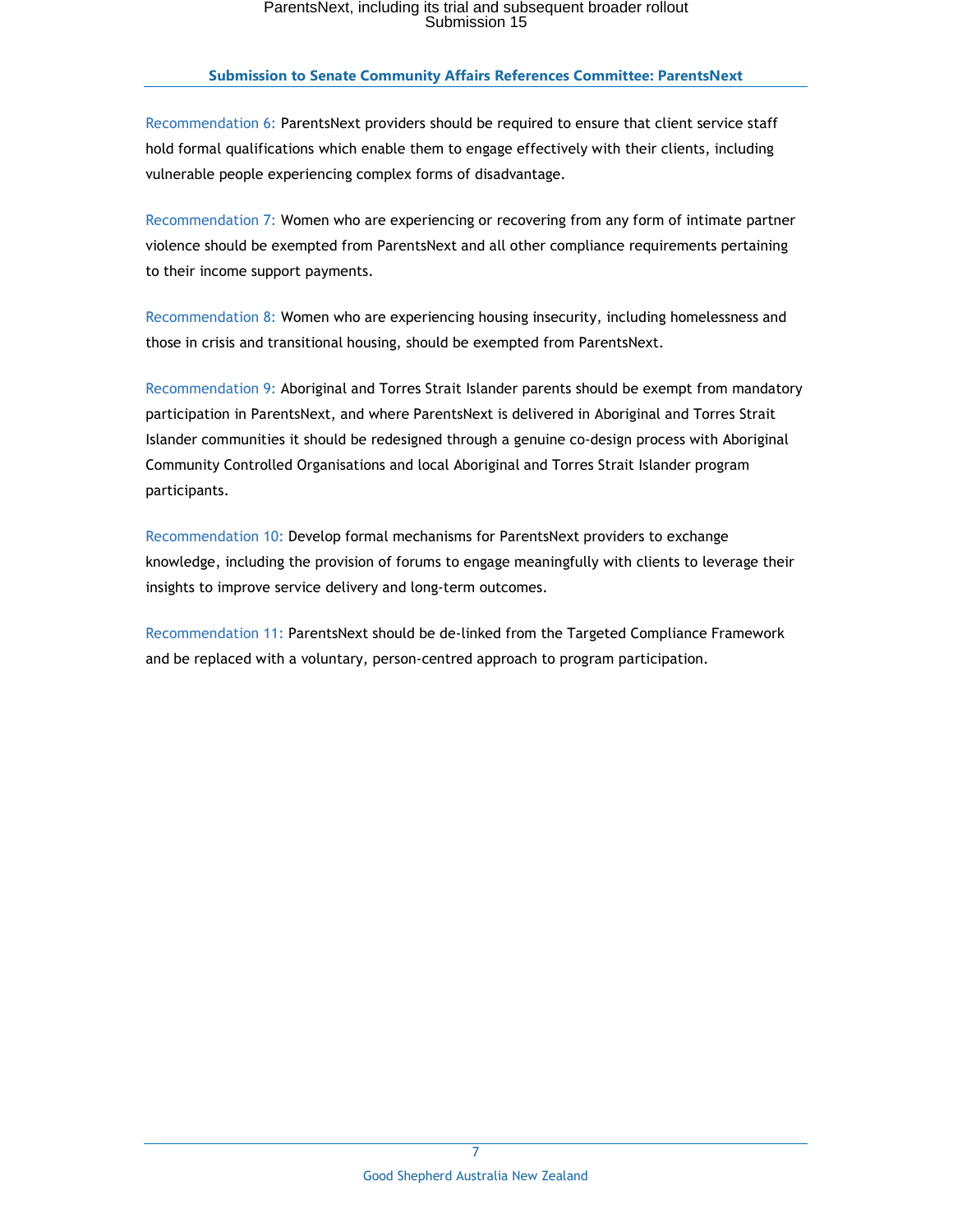Recommendation 6: ParentsNext providers should be required to ensure that client service staff hold formal qualifications which enable them to engage effectively with their clients, including vulnerable people experiencing complex forms of disadvantage.

Recommendation 7: Women who are experiencing or recovering from any form of intimate partner violence should be exempted from ParentsNext and all other compliance requirements pertaining to their income support payments.

Recommendation 8: Women who are experiencing housing insecurity, including homelessness and those in crisis and transitional housing, should be exempted from ParentsNext.

Recommendation 9: Aboriginal and Torres Strait Islander parents should be exempt from mandatory participation in ParentsNext, and where ParentsNext is delivered in Aboriginal and Torres Strait Islander communities it should be redesigned through a genuine co-design process with Aboriginal Community Controlled Organisations and local Aboriginal and Torres Strait Islander program participants.

Recommendation 10: Develop formal mechanisms for ParentsNext providers to exchange knowledge, including the provision of forums to engage meaningfully with clients to leverage their insights to improve service delivery and long-term outcomes.

Recommendation 11: ParentsNext should be de-linked from the Targeted Compliance Framework and be replaced with a voluntary, person-centred approach to program participation.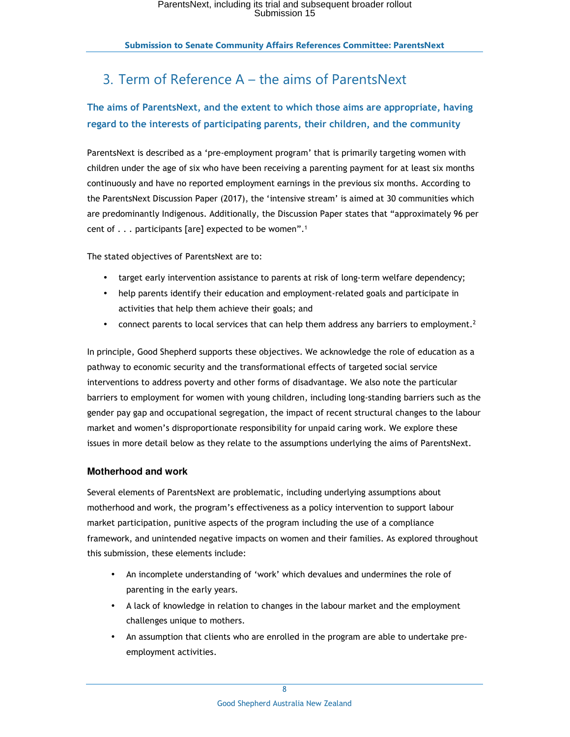## 3. Term of Reference A – the aims of ParentsNext

### The aims of ParentsNext, and the extent to which those aims are appropriate, having regard to the interests of participating parents, their children, and the community

ParentsNext is described as a 'pre-employment program' that is primarily targeting women with children under the age of six who have been receiving a parenting payment for at least six months continuously and have no reported employment earnings in the previous six months. According to the ParentsNext Discussion Paper (2017), the 'intensive stream' is aimed at 30 communities which are predominantly Indigenous. Additionally, the Discussion Paper states that "approximately 96 per cent of . . . participants [are] expected to be women".[1]

The stated objectives of ParentsNext are to:

- target early intervention assistance to parents at risk of long-term welfare dependency;
- help parents identify their education and employment-related goals and participate in activities that help them achieve their goals; and
- connect parents to local services that can help them address any barriers to employment.[2]

In principle, Good Shepherd supports these objectives. We acknowledge the role of education as a pathway to economic security and the transformational effects of targeted social service interventions to address poverty and other forms of disadvantage. We also note the particular barriers to employment for women with young children, including long-standing barriers such as the gender pay gap and occupational segregation, the impact of recent structural changes to the labour market and women's disproportionate responsibility for unpaid caring work. We explore these issues in more detail below as they relate to the assumptions underlying the aims of ParentsNext.

#### Motherhood and work

Several elements of ParentsNext are problematic, including underlying assumptions about motherhood and work, the program's effectiveness as a policy intervention to support labour market participation, punitive aspects of the program including the use of a compliance framework, and unintended negative impacts on women and their families. As explored throughout this submission, these elements include:

- An incomplete understanding of 'work' which devalues and undermines the role of parenting in the early years.
- A lack of knowledge in relation to changes in the labour market and the employment challenges unique to mothers.
- An assumption that clients who are enrolled in the program are able to undertake pre-employment activities.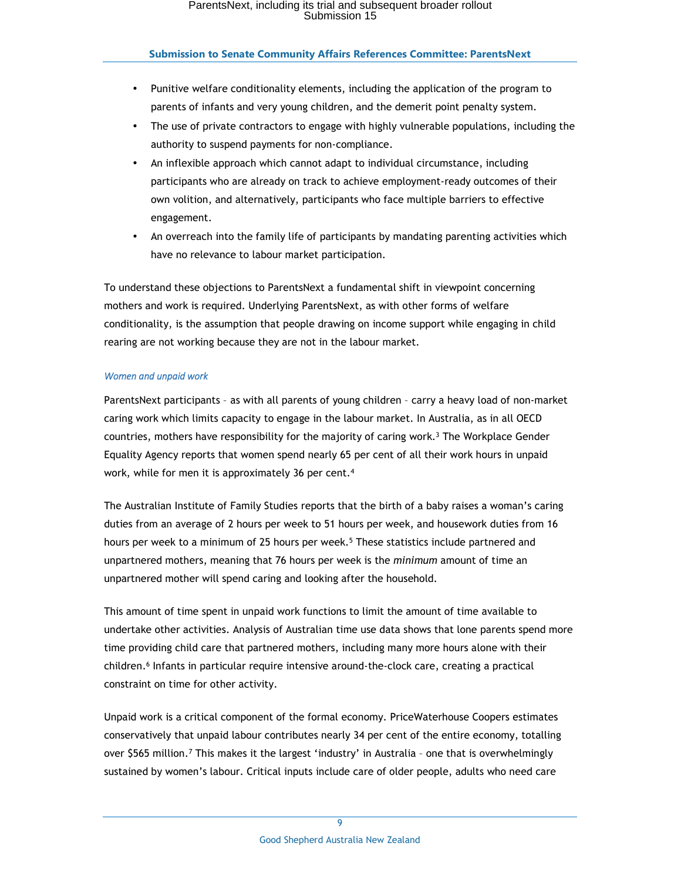- Punitive welfare conditionality elements, including the application of the program to parents of infants and very young children, and the demerit point penalty system.
- The use of private contractors to engage with highly vulnerable populations, including the authority to suspend payments for non-compliance.
- An inflexible approach which cannot adapt to individual circumstance, including participants who are already on track to achieve employment-ready outcomes of their own volition, and alternatively, participants who face multiple barriers to effective engagement.
- An overreach into the family life of participants by mandating parenting activities which have no relevance to labour market participation.

To understand these objections to ParentsNext a fundamental shift in viewpoint concerning mothers and work is required. Underlying ParentsNext, as with other forms of welfare conditionality, is the assumption that people drawing on income support while engaging in child rearing are not working because they are not in the labour market.

### *Women and unpaid work*

ParentsNext participants – as with all parents of young children – carry a heavy load of non-market caring work which limits capacity to engage in the labour market. In Australia, as in all OECD countries, mothers have responsibility for the majority of caring work.[3] The Workplace Gender Equality Agency reports that women spend nearly 65 per cent of all their work hours in unpaid work, while for men it is approximately 36 per cent.[4]

The Australian Institute of Family Studies reports that the birth of a baby raises a woman's caring duties from an average of 2 hours per week to 51 hours per week, and housework duties from 16 hours per week to a minimum of 25 hours per week.[5] These statistics include partnered and unpartnered mothers, meaning that 76 hours per week is the *minimum* amount of time an unpartnered mother will spend caring and looking after the household.

This amount of time spent in unpaid work functions to limit the amount of time available to undertake other activities. Analysis of Australian time use data shows that lone parents spend more time providing child care that partnered mothers, including many more hours alone with their children.[6] Infants in particular require intensive around-the-clock care, creating a practical constraint on time for other activity.

Unpaid work is a critical component of the formal economy. PriceWaterhouse Coopers estimates conservatively that unpaid labour contributes nearly 34 per cent of the entire economy, totalling over $565 million.[7] This makes it the largest 'industry' in Australia – one that is overwhelmingly sustained by women's labour. Critical inputs include care of older people, adults who need care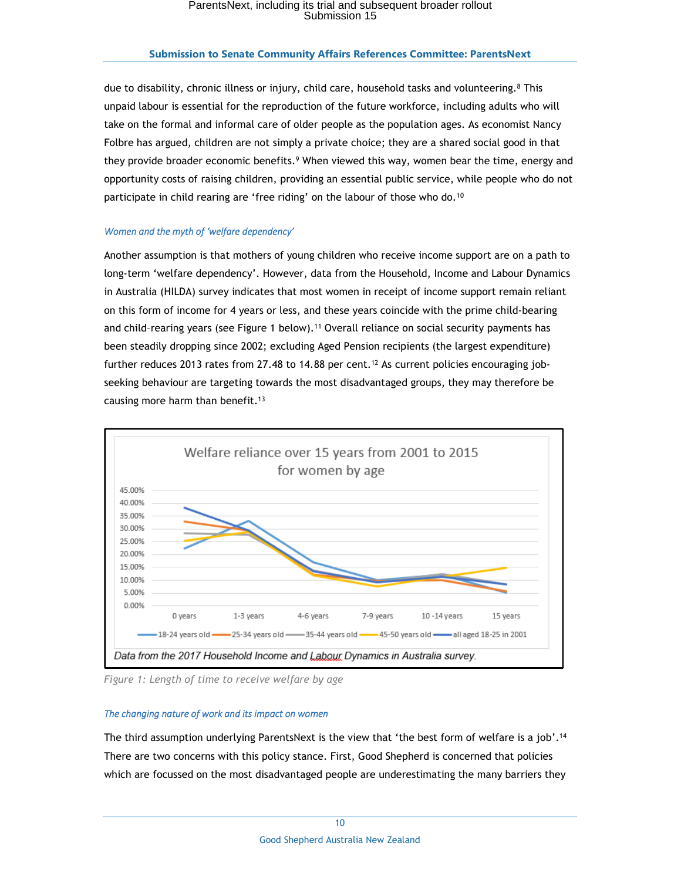due to disability, chronic illness or injury, child care, household tasks and volunteering.[8] This unpaid labour is essential for the reproduction of the future workforce, including adults who will take on the formal and informal care of older people as the population ages. As economist Nancy Folbre has argued, children are not simply a private choice; they are a shared social good in that they provide broader economic benefits.[9] When viewed this way, women bear the time, energy and opportunity costs of raising children, providing an essential public service, while people who do not participate in child rearing are 'free riding' on the labour of those who do.[10]

### *Women and the myth of 'welfare dependency'*

Another assumption is that mothers of young children who receive income support are on a path to long-term 'welfare dependency'. However, data from the Household, Income and Labour Dynamics in Australia (HILDA) survey indicates that most women in receipt of income support remain reliant on this form of income for 4 years or less, and these years coincide with the prime child-bearing and child–rearing years (see Figure 1 below).[11] Overall reliance on social security payments has been steadily dropping since 2002; excluding Aged Pension recipients (the largest expenditure) further reduces 2013 rates from 27.48 to 14.88 per cent.[12] As current policies encouraging job-seeking behaviour are targeting towards the most disadvantaged groups, they may therefore be causing more harm than benefit.[13]

Welfare reliance over 15 years from 2001 to 2015 for women by age

Data from the 2017 Household Income and Labour Dynamics in Australia survey.

*Figure 1: Length of time to receive welfare by age*

### *The changing nature of work and its impact on women*

The third assumption underlying ParentsNext is the view that 'the best form of welfare is a job'.[14] There are two concerns with this policy stance. First, Good Shepherd is concerned that policies which are focussed on the most disadvantaged people are underestimating the many barriers they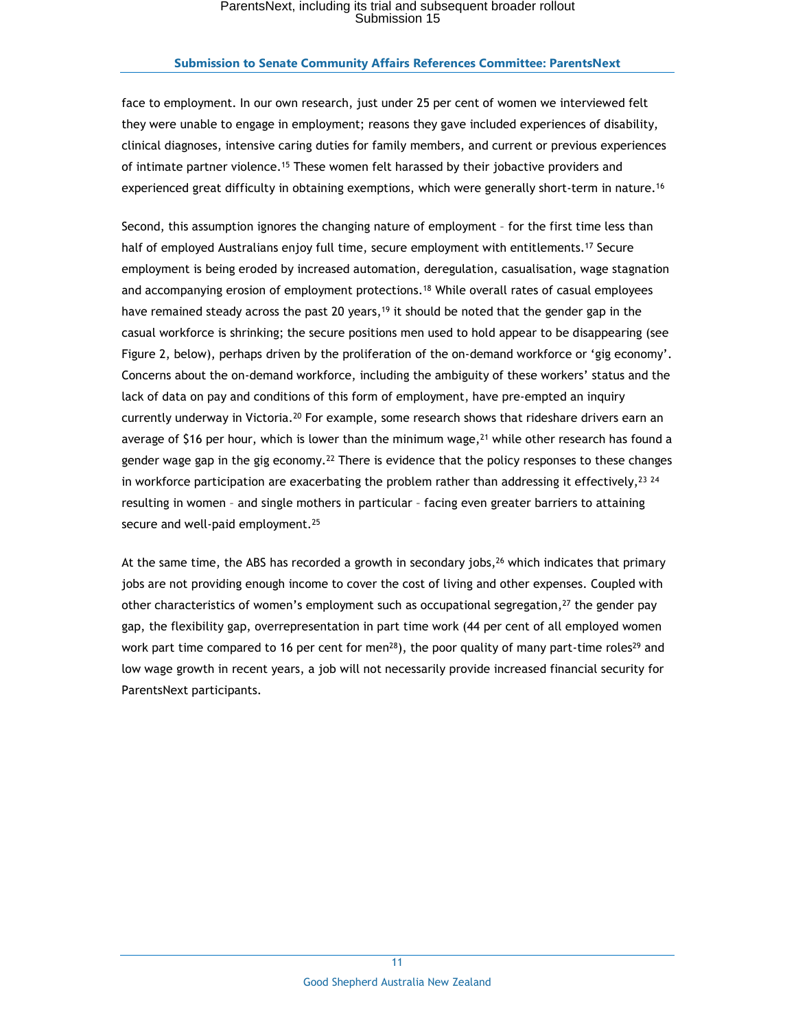face to employment. In our own research, just under 25 per cent of women we interviewed felt they were unable to engage in employment; reasons they gave included experiences of disability, clinical diagnoses, intensive caring duties for family members, and current or previous experiences of intimate partner violence.[15] These women felt harassed by their jobactive providers and experienced great difficulty in obtaining exemptions, which were generally short-term in nature.[16]

Second, this assumption ignores the changing nature of employment – for the first time less than half of employed Australians enjoy full time, secure employment with entitlements.[17] Secure employment is being eroded by increased automation, deregulation, casualisation, wage stagnation and accompanying erosion of employment protections.[18] While overall rates of casual employees have remained steady across the past 20 years,[19] it should be noted that the gender gap in the casual workforce is shrinking; the secure positions men used to hold appear to be disappearing (see Figure 2, below), perhaps driven by the proliferation of the on-demand workforce or 'gig economy'. Concerns about the on-demand workforce, including the ambiguity of these workers' status and the lack of data on pay and conditions of this form of employment, have pre-empted an inquiry currently underway in Victoria.[20] For example, some research shows that rideshare drivers earn an average of $16 per hour, which is lower than the minimum wage,[21] while other research has found a gender wage gap in the gig economy.[22] There is evidence that the policy responses to these changes in workforce participation are exacerbating the problem rather than addressing it effectively,[23] [24] resulting in women – and single mothers in particular – facing even greater barriers to attaining secure and well-paid employment.[25]

At the same time, the ABS has recorded a growth in secondary jobs,[26] which indicates that primary jobs are not providing enough income to cover the cost of living and other expenses. Coupled with other characteristics of women's employment such as occupational segregation,[27] the gender pay gap, the flexibility gap, overrepresentation in part time work (44 per cent of all employed women work part time compared to 16 per cent for men[28]), the poor quality of many part-time roles[29] and low wage growth in recent years, a job will not necessarily provide increased financial security for ParentsNext participants.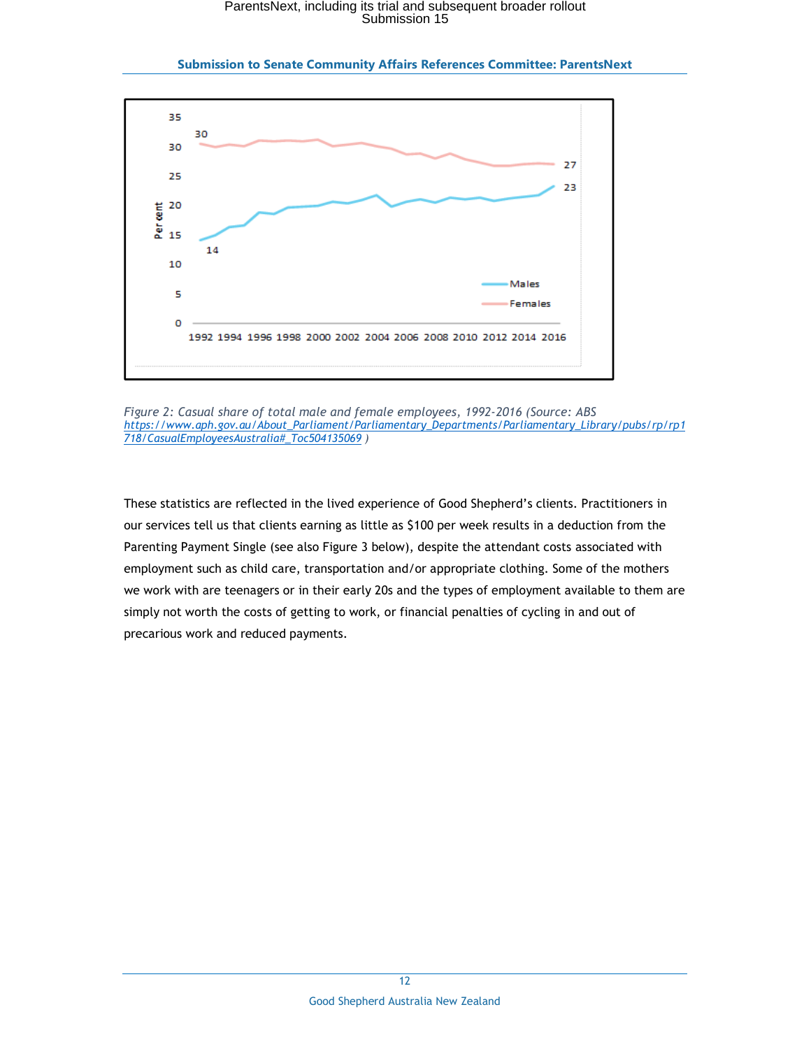*Figure 2: Casual share of total male and female employees, 1992-2016 (Source: ABS https://www.aph.gov.au/About_Parliament/Parliamentary_Departments/Parliamentary_Library/pubs/rp/rp1718/CasualEmployeesAustralia#_Toc504135069 )*

These statistics are reflected in the lived experience of Good Shepherd's clients. Practitioners in our services tell us that clients earning as little as $100 per week results in a deduction from the Parenting Payment Single (see also Figure 3 below), despite the attendant costs associated with employment such as child care, transportation and/or appropriate clothing. Some of the mothers we work with are teenagers or in their early 20s and the types of employment available to them are simply not worth the costs of getting to work, or financial penalties of cycling in and out of precarious work and reduced payments.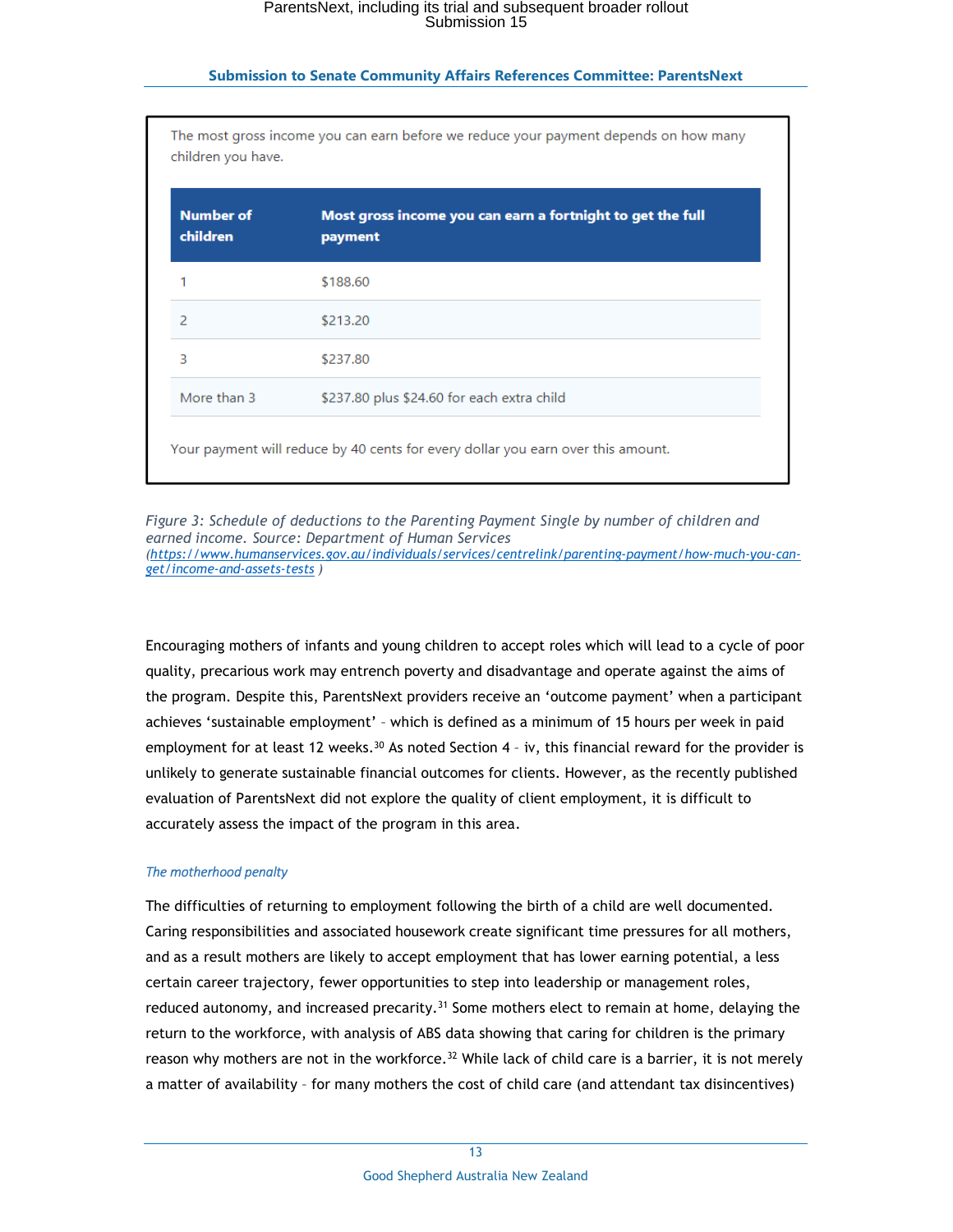The most gross income you can earn before we reduce your payment depends on how many children you have.

| Number of children | Most gross income you can earn a fortnight to get the full payment |
| --- | --- |
| 1 | $188.60 |
| 2 | $213.20 |
| 3 | $237.80 |
| More than 3 | $237.80 plus $24.60 for each extra child |

Your payment will reduce by 40 cents for every dollar you earn over this amount.

*Figure 3: Schedule of deductions to the Parenting Payment Single by number of children and earned income. Source: Department of Human Services* (https://www.humanservices.gov.au/individuals/services/centrelink/parenting-payment/how-much-you-can-get/income-and-assets-tests )

Encouraging mothers of infants and young children to accept roles which will lead to a cycle of poor quality, precarious work may entrench poverty and disadvantage and operate against the aims of the program. Despite this, ParentsNext providers receive an 'outcome payment' when a participant achieves 'sustainable employment' – which is defined as a minimum of 15 hours per week in paid employment for at least 12 weeks.[30] As noted Section 4 – iv, this financial reward for the provider is unlikely to generate sustainable financial outcomes for clients. However, as the recently published evaluation of ParentsNext did not explore the quality of client employment, it is difficult to accurately assess the impact of the program in this area.

### *The motherhood penalty*

The difficulties of returning to employment following the birth of a child are well documented. Caring responsibilities and associated housework create significant time pressures for all mothers, and as a result mothers are likely to accept employment that has lower earning potential, a less certain career trajectory, fewer opportunities to step into leadership or management roles, reduced autonomy, and increased precarity.[31] Some mothers elect to remain at home, delaying the return to the workforce, with analysis of ABS data showing that caring for children is the primary reason why mothers are not in the workforce.[32] While lack of child care is a barrier, it is not merely a matter of availability – for many mothers the cost of child care (and attendant tax disincentives)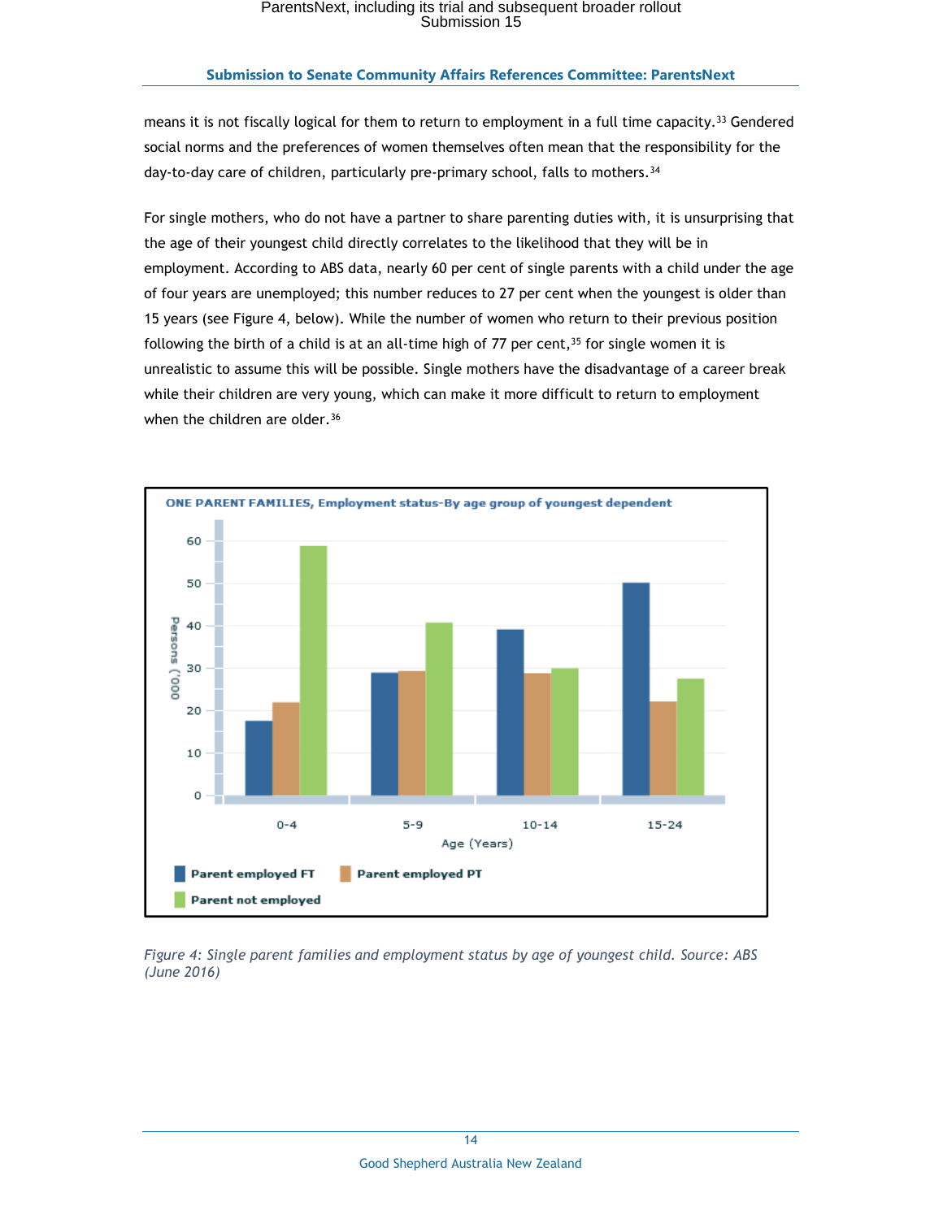means it is not fiscally logical for them to return to employment in a full time capacity.[33] Gendered social norms and the preferences of women themselves often mean that the responsibility for the day-to-day care of children, particularly pre-primary school, falls to mothers.[34]

For single mothers, who do not have a partner to share parenting duties with, it is unsurprising that the age of their youngest child directly correlates to the likelihood that they will be in employment. According to ABS data, nearly 60 per cent of single parents with a child under the age of four years are unemployed; this number reduces to 27 per cent when the youngest is older than 15 years (see Figure 4, below). While the number of women who return to their previous position following the birth of a child is at an all-time high of 77 per cent,[35] for single women it is unrealistic to assume this will be possible. Single mothers have the disadvantage of a career break while their children are very young, which can make it more difficult to return to employment when the children are older.[36]

*Figure 4: Single parent families and employment status by age of youngest child. Source: ABS (June 2016)*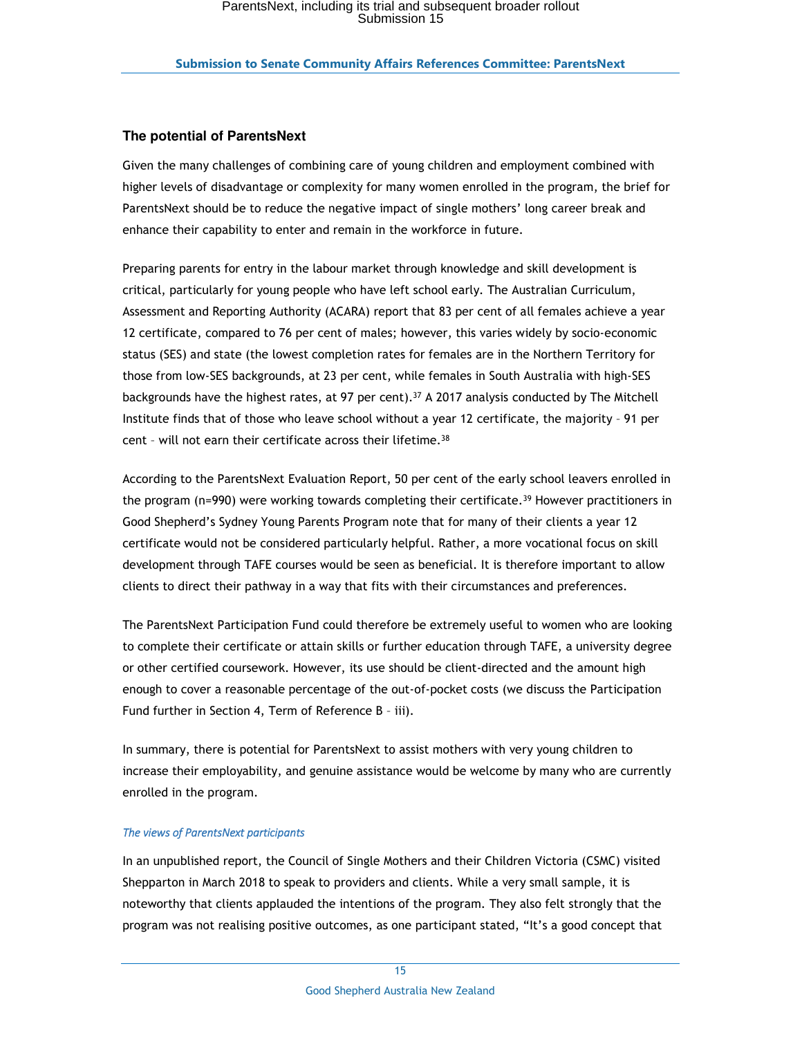## The potential of ParentsNext

Given the many challenges of combining care of young children and employment combined with higher levels of disadvantage or complexity for many women enrolled in the program, the brief for ParentsNext should be to reduce the negative impact of single mothers' long career break and enhance their capability to enter and remain in the workforce in future.

Preparing parents for entry in the labour market through knowledge and skill development is critical, particularly for young people who have left school early. The Australian Curriculum, Assessment and Reporting Authority (ACARA) report that 83 per cent of all females achieve a year 12 certificate, compared to 76 per cent of males; however, this varies widely by socio-economic status (SES) and state (the lowest completion rates for females are in the Northern Territory for those from low-SES backgrounds, at 23 per cent, while females in South Australia with high-SES backgrounds have the highest rates, at 97 per cent).[37] A 2017 analysis conducted by The Mitchell Institute finds that of those who leave school without a year 12 certificate, the majority – 91 per cent – will not earn their certificate across their lifetime.[38]

According to the ParentsNext Evaluation Report, 50 per cent of the early school leavers enrolled in the program (n=990) were working towards completing their certificate.[39] However practitioners in Good Shepherd's Sydney Young Parents Program note that for many of their clients a year 12 certificate would not be considered particularly helpful. Rather, a more vocational focus on skill development through TAFE courses would be seen as beneficial. It is therefore important to allow clients to direct their pathway in a way that fits with their circumstances and preferences.

The ParentsNext Participation Fund could therefore be extremely useful to women who are looking to complete their certificate or attain skills or further education through TAFE, a university degree or other certified coursework. However, its use should be client-directed and the amount high enough to cover a reasonable percentage of the out-of-pocket costs (we discuss the Participation Fund further in Section 4, Term of Reference B – iii).

In summary, there is potential for ParentsNext to assist mothers with very young children to increase their employability, and genuine assistance would be welcome by many who are currently enrolled in the program.

### *The views of ParentsNext participants*

In an unpublished report, the Council of Single Mothers and their Children Victoria (CSMC) visited Shepparton in March 2018 to speak to providers and clients. While a very small sample, it is noteworthy that clients applauded the intentions of the program. They also felt strongly that the program was not realising positive outcomes, as one participant stated, "It's a good concept that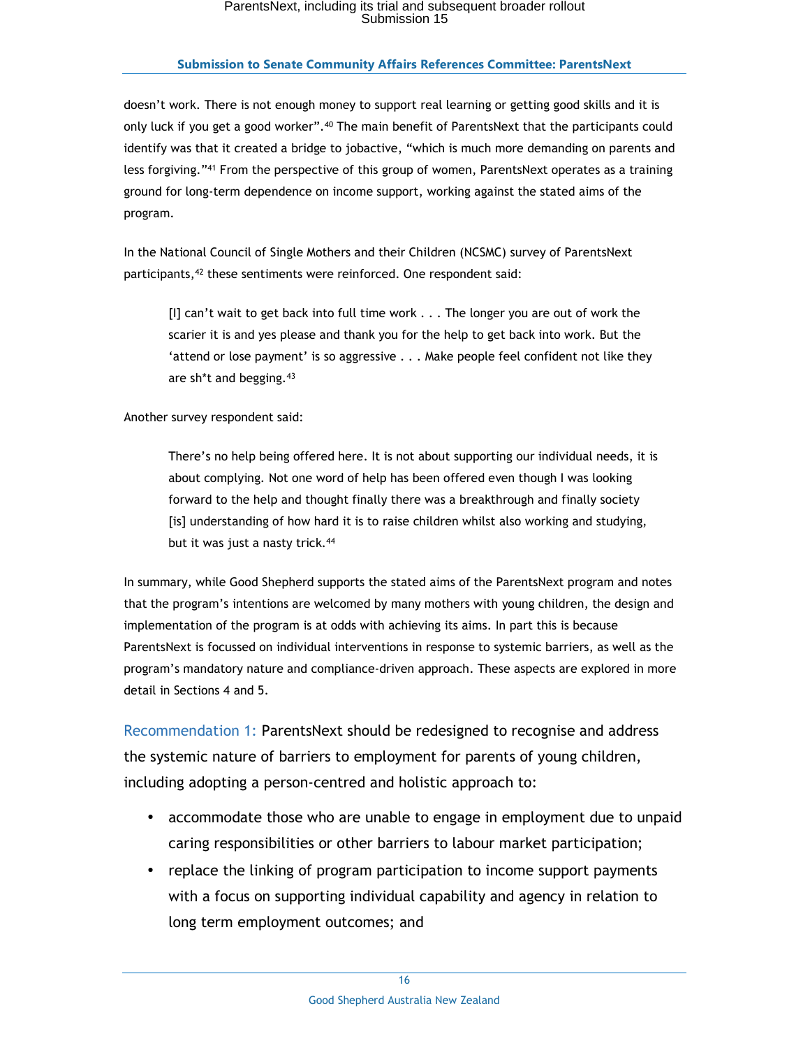doesn't work. There is not enough money to support real learning or getting good skills and it is only luck if you get a good worker".[40] The main benefit of ParentsNext that the participants could identify was that it created a bridge to jobactive, "which is much more demanding on parents and less forgiving."[41] From the perspective of this group of women, ParentsNext operates as a training ground for long-term dependence on income support, working against the stated aims of the program.

In the National Council of Single Mothers and their Children (NCSMC) survey of ParentsNext participants,[42] these sentiments were reinforced. One respondent said:

> [I] can't wait to get back into full time work . . . The longer you are out of work the scarier it is and yes please and thank you for the help to get back into work. But the 'attend or lose payment' is so aggressive . . . Make people feel confident not like they are sh*t and begging.[43]

Another survey respondent said:

> There's no help being offered here. It is not about supporting our individual needs, it is about complying. Not one word of help has been offered even though I was looking forward to the help and thought finally there was a breakthrough and finally society [is] understanding of how hard it is to raise children whilst also working and studying, but it was just a nasty trick.[44]

In summary, while Good Shepherd supports the stated aims of the ParentsNext program and notes that the program's intentions are welcomed by many mothers with young children, the design and implementation of the program is at odds with achieving its aims. In part this is because ParentsNext is focussed on individual interventions in response to systemic barriers, as well as the program's mandatory nature and compliance-driven approach. These aspects are explored in more detail in Sections 4 and 5.

Recommendation 1: ParentsNext should be redesigned to recognise and address the systemic nature of barriers to employment for parents of young children, including adopting a person-centred and holistic approach to:

- accommodate those who are unable to engage in employment due to unpaid caring responsibilities or other barriers to labour market participation;
- replace the linking of program participation to income support payments with a focus on supporting individual capability and agency in relation to long term employment outcomes; and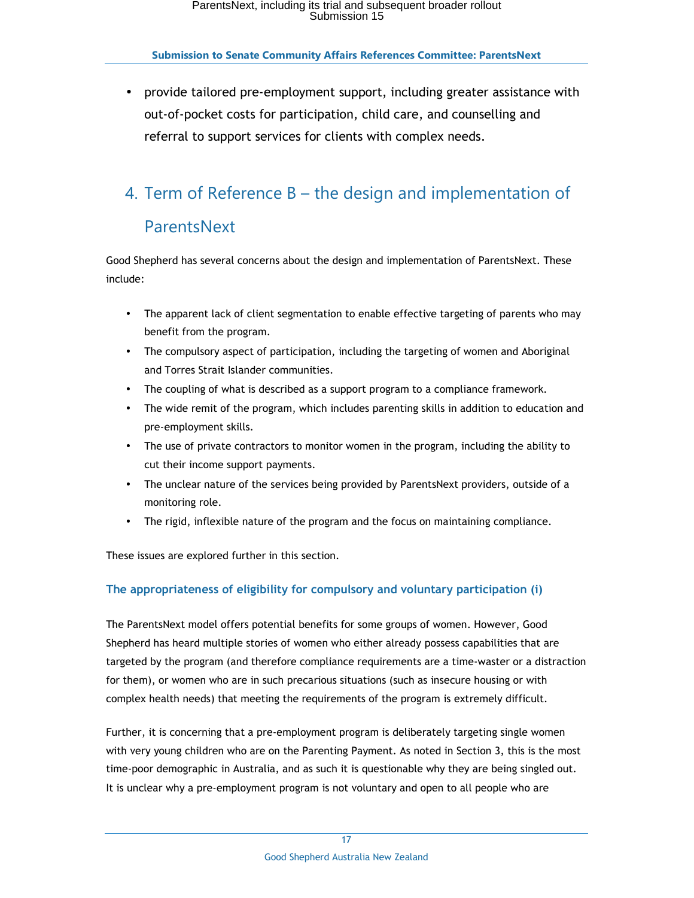- provide tailored pre-employment support, including greater assistance with out-of-pocket costs for participation, child care, and counselling and referral to support services for clients with complex needs.

## 4. Term of Reference B – the design and implementation of ParentsNext

Good Shepherd has several concerns about the design and implementation of ParentsNext. These include:

- The apparent lack of client segmentation to enable effective targeting of parents who may benefit from the program.
- The compulsory aspect of participation, including the targeting of women and Aboriginal and Torres Strait Islander communities.
- The coupling of what is described as a support program to a compliance framework.
- The wide remit of the program, which includes parenting skills in addition to education and pre-employment skills.
- The use of private contractors to monitor women in the program, including the ability to cut their income support payments.
- The unclear nature of the services being provided by ParentsNext providers, outside of a monitoring role.
- The rigid, inflexible nature of the program and the focus on maintaining compliance.

These issues are explored further in this section.

### The appropriateness of eligibility for compulsory and voluntary participation (i)

The ParentsNext model offers potential benefits for some groups of women. However, Good Shepherd has heard multiple stories of women who either already possess capabilities that are targeted by the program (and therefore compliance requirements are a time-waster or a distraction for them), or women who are in such precarious situations (such as insecure housing or with complex health needs) that meeting the requirements of the program is extremely difficult.

Further, it is concerning that a pre-employment program is deliberately targeting single women with very young children who are on the Parenting Payment. As noted in Section 3, this is the most time-poor demographic in Australia, and as such it is questionable why they are being singled out. It is unclear why a pre-employment program is not voluntary and open to all people who are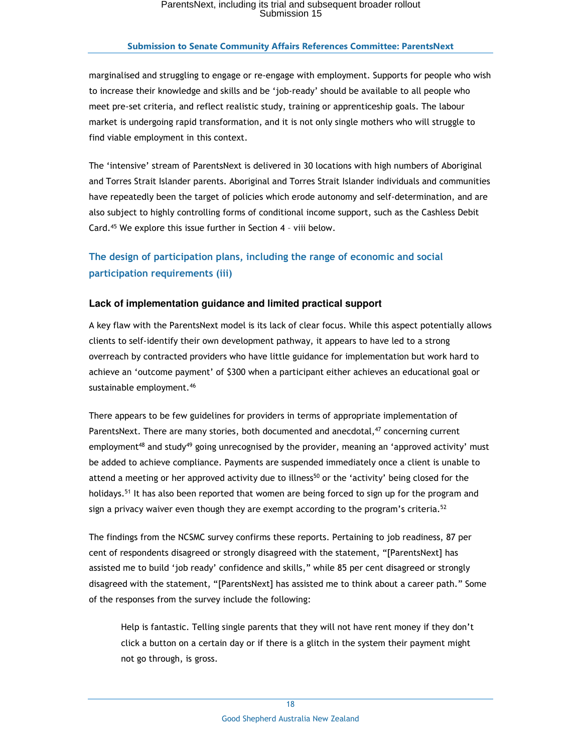marginalised and struggling to engage or re-engage with employment. Supports for people who wish to increase their knowledge and skills and be 'job-ready' should be available to all people who meet pre-set criteria, and reflect realistic study, training or apprenticeship goals. The labour market is undergoing rapid transformation, and it is not only single mothers who will struggle to find viable employment in this context.

The 'intensive' stream of ParentsNext is delivered in 30 locations with high numbers of Aboriginal and Torres Strait Islander parents. Aboriginal and Torres Strait Islander individuals and communities have repeatedly been the target of policies which erode autonomy and self-determination, and are also subject to highly controlling forms of conditional income support, such as the Cashless Debit Card.[45] We explore this issue further in Section 4 – viii below.

## The design of participation plans, including the range of economic and social participation requirements (iii)

### Lack of implementation guidance and limited practical support

A key flaw with the ParentsNext model is its lack of clear focus. While this aspect potentially allows clients to self-identify their own development pathway, it appears to have led to a strong overreach by contracted providers who have little guidance for implementation but work hard to achieve an 'outcome payment' of $300 when a participant either achieves an educational goal or sustainable employment.[46]

There appears to be few guidelines for providers in terms of appropriate implementation of ParentsNext. There are many stories, both documented and anecdotal,[47] concerning current employment[48] and study[49] going unrecognised by the provider, meaning an 'approved activity' must be added to achieve compliance. Payments are suspended immediately once a client is unable to attend a meeting or her approved activity due to illness[50] or the 'activity' being closed for the holidays.[51] It has also been reported that women are being forced to sign up for the program and sign a privacy waiver even though they are exempt according to the program's criteria.[52]

The findings from the NCSMC survey confirms these reports. Pertaining to job readiness, 87 per cent of respondents disagreed or strongly disagreed with the statement, "[ParentsNext] has assisted me to build 'job ready' confidence and skills," while 85 per cent disagreed or strongly disagreed with the statement, "[ParentsNext] has assisted me to think about a career path." Some of the responses from the survey include the following:

> Help is fantastic. Telling single parents that they will not have rent money if they don't click a button on a certain day or if there is a glitch in the system their payment might not go through, is gross.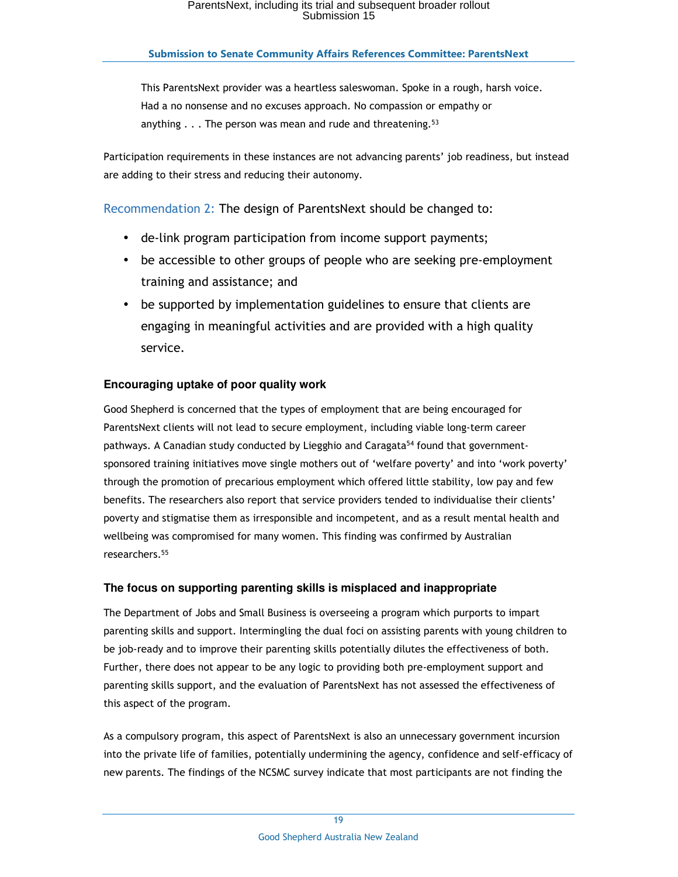> This ParentsNext provider was a heartless saleswoman. Spoke in a rough, harsh voice. Had a no nonsense and no excuses approach. No compassion or empathy or anything . . . The person was mean and rude and threatening.[53]

Participation requirements in these instances are not advancing parents' job readiness, but instead are adding to their stress and reducing their autonomy.

Recommendation 2: The design of ParentsNext should be changed to:

- de-link program participation from income support payments;
- be accessible to other groups of people who are seeking pre-employment training and assistance; and
- be supported by implementation guidelines to ensure that clients are engaging in meaningful activities and are provided with a high quality service.

### Encouraging uptake of poor quality work

Good Shepherd is concerned that the types of employment that are being encouraged for ParentsNext clients will not lead to secure employment, including viable long-term career pathways. A Canadian study conducted by Liegghio and Caragata[54] found that government-sponsored training initiatives move single mothers out of 'welfare poverty' and into 'work poverty' through the promotion of precarious employment which offered little stability, low pay and few benefits. The researchers also report that service providers tended to individualise their clients' poverty and stigmatise them as irresponsible and incompetent, and as a result mental health and wellbeing was compromised for many women. This finding was confirmed by Australian researchers.[55]

### The focus on supporting parenting skills is misplaced and inappropriate

The Department of Jobs and Small Business is overseeing a program which purports to impart parenting skills and support. Intermingling the dual foci on assisting parents with young children to be job-ready and to improve their parenting skills potentially dilutes the effectiveness of both. Further, there does not appear to be any logic to providing both pre-employment support and parenting skills support, and the evaluation of ParentsNext has not assessed the effectiveness of this aspect of the program.

As a compulsory program, this aspect of ParentsNext is also an unnecessary government incursion into the private life of families, potentially undermining the agency, confidence and self-efficacy of new parents. The findings of the NCSMC survey indicate that most participants are not finding the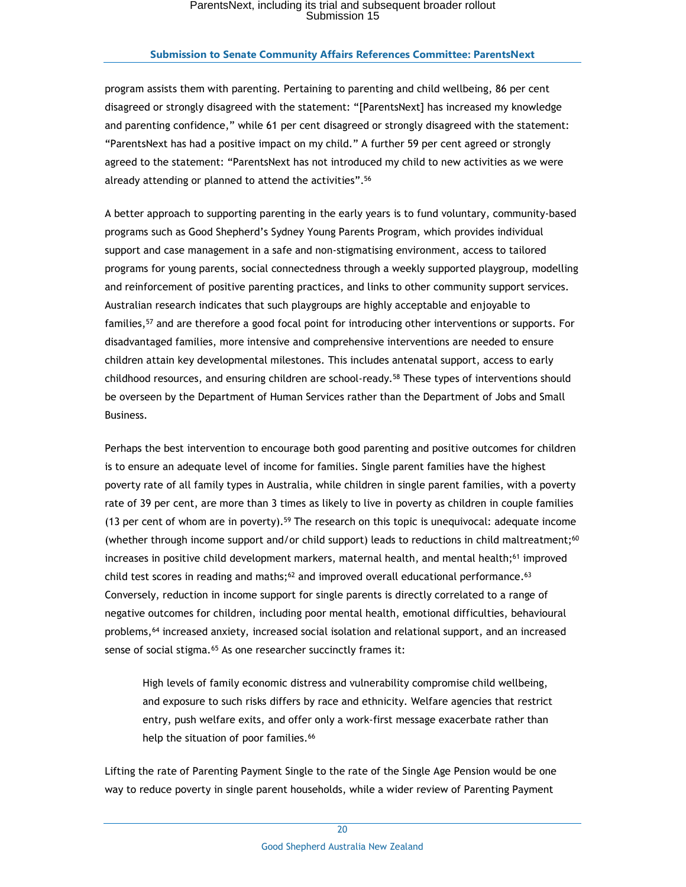program assists them with parenting. Pertaining to parenting and child wellbeing, 86 per cent disagreed or strongly disagreed with the statement: "[ParentsNext] has increased my knowledge and parenting confidence," while 61 per cent disagreed or strongly disagreed with the statement: "ParentsNext has had a positive impact on my child." A further 59 per cent agreed or strongly agreed to the statement: "ParentsNext has not introduced my child to new activities as we were already attending or planned to attend the activities".[56]

A better approach to supporting parenting in the early years is to fund voluntary, community-based programs such as Good Shepherd's Sydney Young Parents Program, which provides individual support and case management in a safe and non-stigmatising environment, access to tailored programs for young parents, social connectedness through a weekly supported playgroup, modelling and reinforcement of positive parenting practices, and links to other community support services. Australian research indicates that such playgroups are highly acceptable and enjoyable to families,[57] and are therefore a good focal point for introducing other interventions or supports. For disadvantaged families, more intensive and comprehensive interventions are needed to ensure children attain key developmental milestones. This includes antenatal support, access to early childhood resources, and ensuring children are school-ready.[58] These types of interventions should be overseen by the Department of Human Services rather than the Department of Jobs and Small Business.

Perhaps the best intervention to encourage both good parenting and positive outcomes for children is to ensure an adequate level of income for families. Single parent families have the highest poverty rate of all family types in Australia, while children in single parent families, with a poverty rate of 39 per cent, are more than 3 times as likely to live in poverty as children in couple families (13 per cent of whom are in poverty).[59] The research on this topic is unequivocal: adequate income (whether through income support and/or child support) leads to reductions in child maltreatment;[60] increases in positive child development markers, maternal health, and mental health;[61] improved child test scores in reading and maths;[62] and improved overall educational performance.[63] Conversely, reduction in income support for single parents is directly correlated to a range of negative outcomes for children, including poor mental health, emotional difficulties, behavioural problems,[64] increased anxiety, increased social isolation and relational support, and an increased sense of social stigma.[65] As one researcher succinctly frames it:

> High levels of family economic distress and vulnerability compromise child wellbeing, and exposure to such risks differs by race and ethnicity. Welfare agencies that restrict entry, push welfare exits, and offer only a work-first message exacerbate rather than help the situation of poor families.[66]

Lifting the rate of Parenting Payment Single to the rate of the Single Age Pension would be one way to reduce poverty in single parent households, while a wider review of Parenting Payment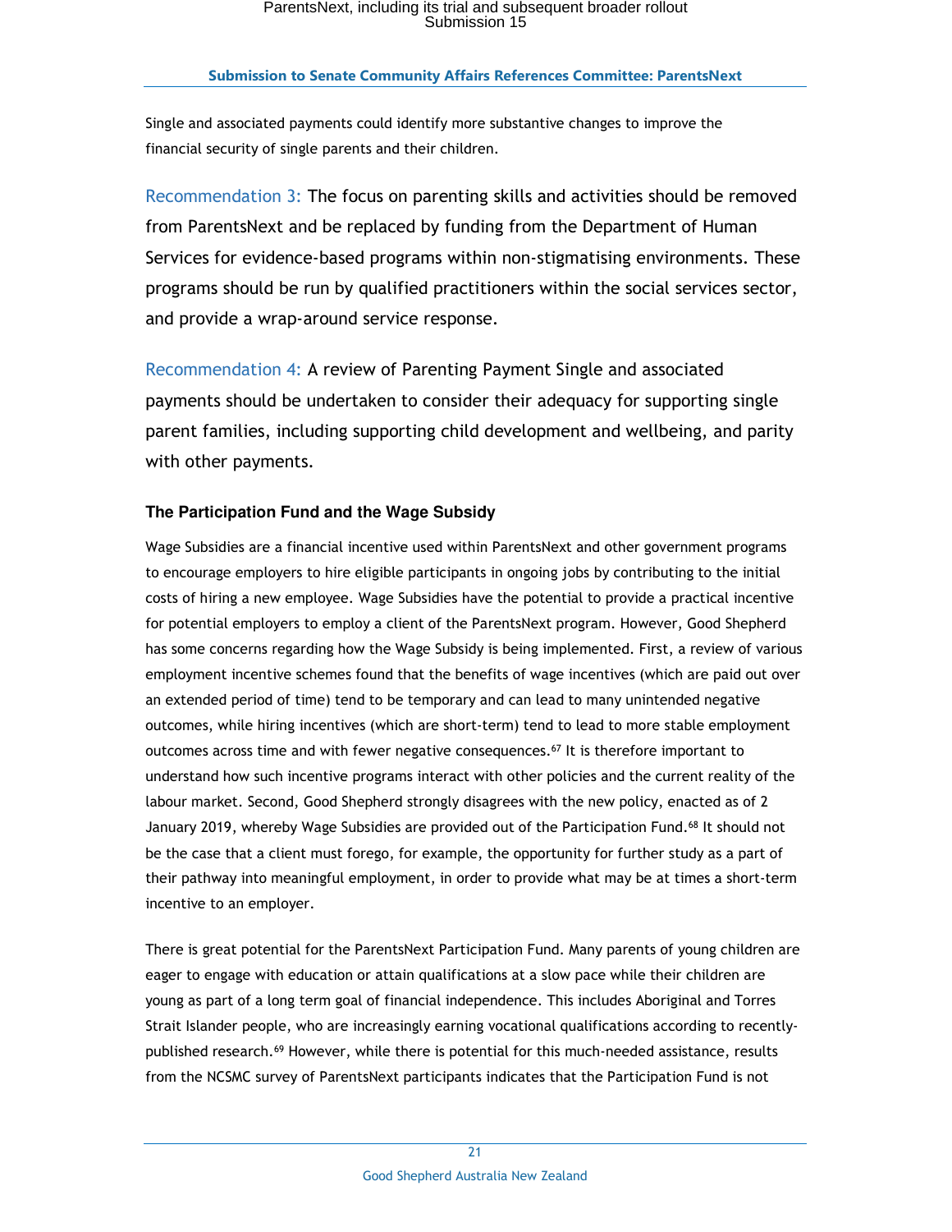Single and associated payments could identify more substantive changes to improve the financial security of single parents and their children.

Recommendation 3: The focus on parenting skills and activities should be removed from ParentsNext and be replaced by funding from the Department of Human Services for evidence-based programs within non-stigmatising environments. These programs should be run by qualified practitioners within the social services sector, and provide a wrap-around service response.

Recommendation 4: A review of Parenting Payment Single and associated payments should be undertaken to consider their adequacy for supporting single parent families, including supporting child development and wellbeing, and parity with other payments.

### The Participation Fund and the Wage Subsidy

Wage Subsidies are a financial incentive used within ParentsNext and other government programs to encourage employers to hire eligible participants in ongoing jobs by contributing to the initial costs of hiring a new employee. Wage Subsidies have the potential to provide a practical incentive for potential employers to employ a client of the ParentsNext program. However, Good Shepherd has some concerns regarding how the Wage Subsidy is being implemented. First, a review of various employment incentive schemes found that the benefits of wage incentives (which are paid out over an extended period of time) tend to be temporary and can lead to many unintended negative outcomes, while hiring incentives (which are short-term) tend to lead to more stable employment outcomes across time and with fewer negative consequences.[67] It is therefore important to understand how such incentive programs interact with other policies and the current reality of the labour market. Second, Good Shepherd strongly disagrees with the new policy, enacted as of 2 January 2019, whereby Wage Subsidies are provided out of the Participation Fund.[68] It should not be the case that a client must forego, for example, the opportunity for further study as a part of their pathway into meaningful employment, in order to provide what may be at times a short-term incentive to an employer.

There is great potential for the ParentsNext Participation Fund. Many parents of young children are eager to engage with education or attain qualifications at a slow pace while their children are young as part of a long term goal of financial independence. This includes Aboriginal and Torres Strait Islander people, who are increasingly earning vocational qualifications according to recently-published research.[69] However, while there is potential for this much-needed assistance, results from the NCSMC survey of ParentsNext participants indicates that the Participation Fund is not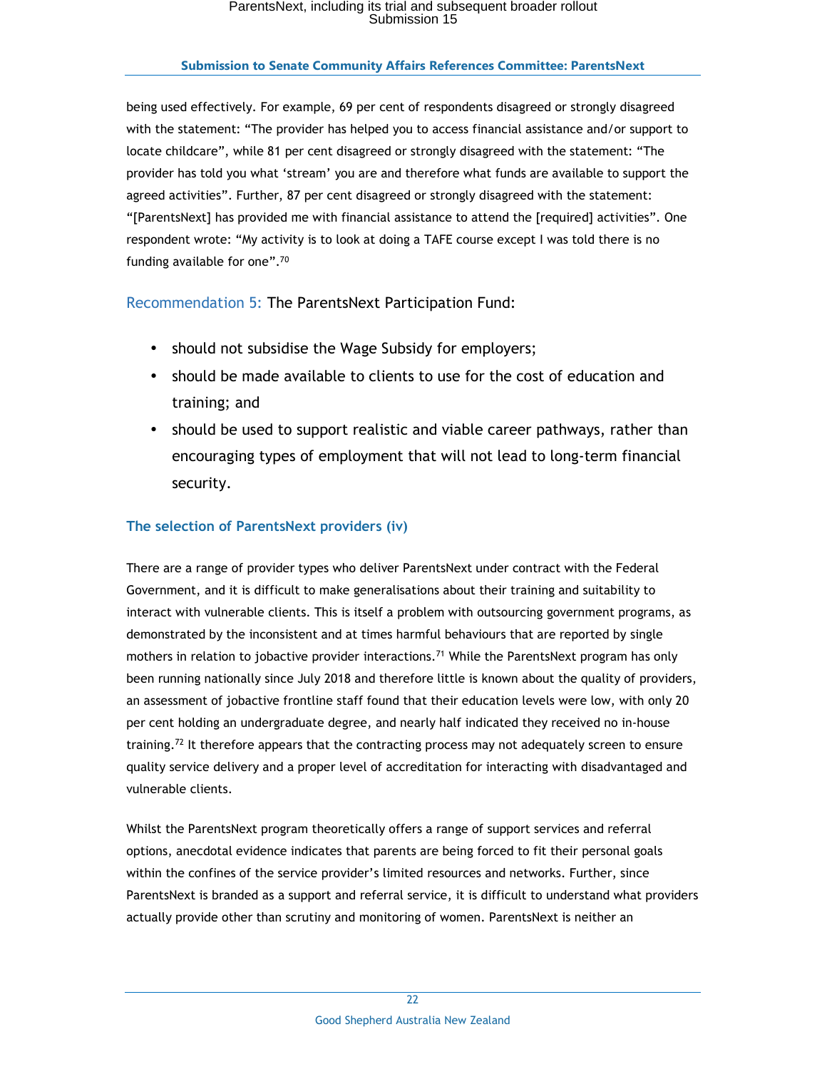being used effectively. For example, 69 per cent of respondents disagreed or strongly disagreed with the statement: "The provider has helped you to access financial assistance and/or support to locate childcare", while 81 per cent disagreed or strongly disagreed with the statement: "The provider has told you what 'stream' you are and therefore what funds are available to support the agreed activities". Further, 87 per cent disagreed or strongly disagreed with the statement: "[ParentsNext] has provided me with financial assistance to attend the [required] activities". One respondent wrote: "My activity is to look at doing a TAFE course except I was told there is no funding available for one".[70]

Recommendation 5: The ParentsNext Participation Fund:

- should not subsidise the Wage Subsidy for employers;
- should be made available to clients to use for the cost of education and training; and
- should be used to support realistic and viable career pathways, rather than encouraging types of employment that will not lead to long-term financial security.

### The selection of ParentsNext providers (iv)

There are a range of provider types who deliver ParentsNext under contract with the Federal Government, and it is difficult to make generalisations about their training and suitability to interact with vulnerable clients. This is itself a problem with outsourcing government programs, as demonstrated by the inconsistent and at times harmful behaviours that are reported by single mothers in relation to jobactive provider interactions.[71] While the ParentsNext program has only been running nationally since July 2018 and therefore little is known about the quality of providers, an assessment of jobactive frontline staff found that their education levels were low, with only 20 per cent holding an undergraduate degree, and nearly half indicated they received no in-house training.[72] It therefore appears that the contracting process may not adequately screen to ensure quality service delivery and a proper level of accreditation for interacting with disadvantaged and vulnerable clients.

Whilst the ParentsNext program theoretically offers a range of support services and referral options, anecdotal evidence indicates that parents are being forced to fit their personal goals within the confines of the service provider's limited resources and networks. Further, since ParentsNext is branded as a support and referral service, it is difficult to understand what providers actually provide other than scrutiny and monitoring of women. ParentsNext is neither an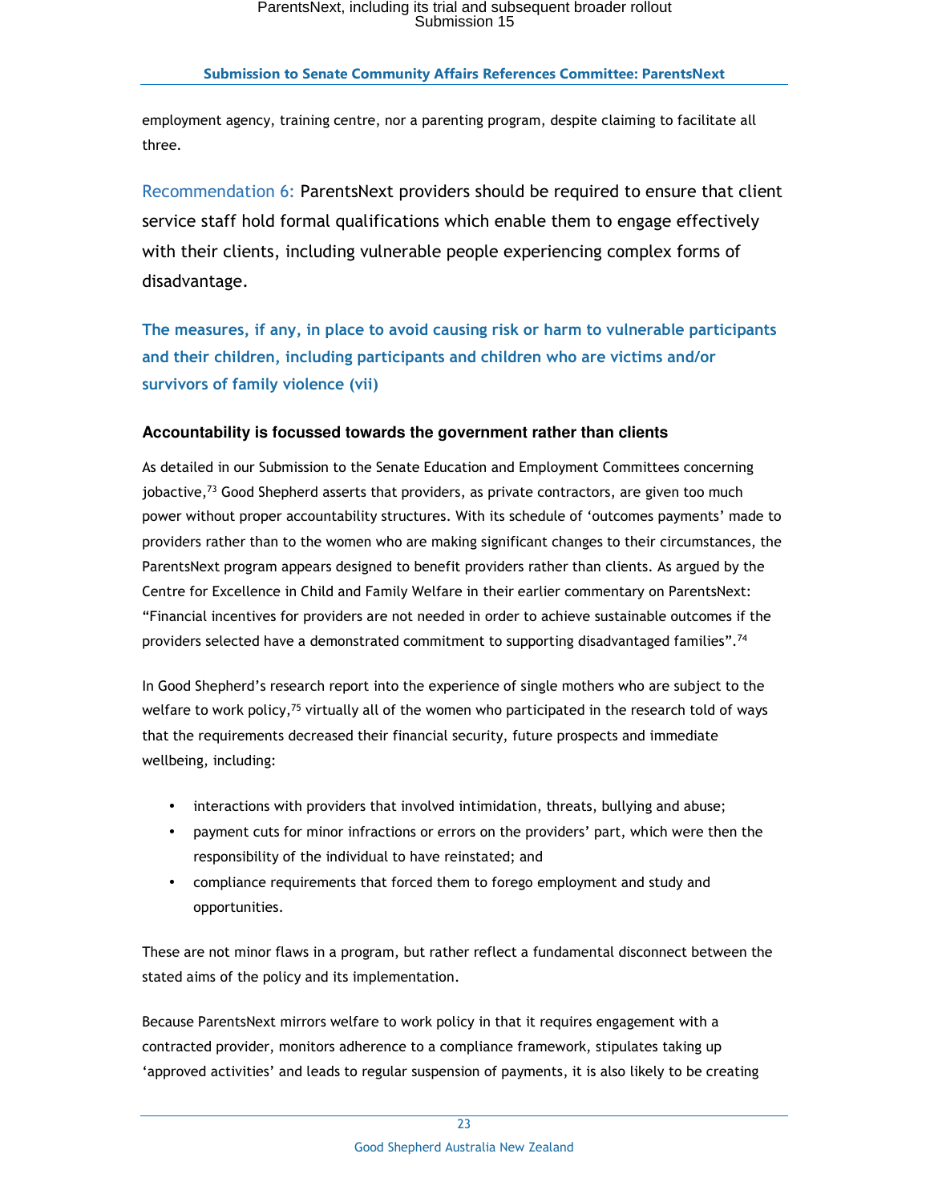employment agency, training centre, nor a parenting program, despite claiming to facilitate all three.

Recommendation 6: ParentsNext providers should be required to ensure that client service staff hold formal qualifications which enable them to engage effectively with their clients, including vulnerable people experiencing complex forms of disadvantage.

## The measures, if any, in place to avoid causing risk or harm to vulnerable participants and their children, including participants and children who are victims and/or survivors of family violence (vii)

### Accountability is focussed towards the government rather than clients

As detailed in our Submission to the Senate Education and Employment Committees concerning jobactive,[73] Good Shepherd asserts that providers, as private contractors, are given too much power without proper accountability structures. With its schedule of 'outcomes payments' made to providers rather than to the women who are making significant changes to their circumstances, the ParentsNext program appears designed to benefit providers rather than clients. As argued by the Centre for Excellence in Child and Family Welfare in their earlier commentary on ParentsNext: "Financial incentives for providers are not needed in order to achieve sustainable outcomes if the providers selected have a demonstrated commitment to supporting disadvantaged families".[74]

In Good Shepherd's research report into the experience of single mothers who are subject to the welfare to work policy,[75] virtually all of the women who participated in the research told of ways that the requirements decreased their financial security, future prospects and immediate wellbeing, including:

- interactions with providers that involved intimidation, threats, bullying and abuse;
- payment cuts for minor infractions or errors on the providers' part, which were then the responsibility of the individual to have reinstated; and
- compliance requirements that forced them to forego employment and study and opportunities.

These are not minor flaws in a program, but rather reflect a fundamental disconnect between the stated aims of the policy and its implementation.

Because ParentsNext mirrors welfare to work policy in that it requires engagement with a contracted provider, monitors adherence to a compliance framework, stipulates taking up 'approved activities' and leads to regular suspension of payments, it is also likely to be creating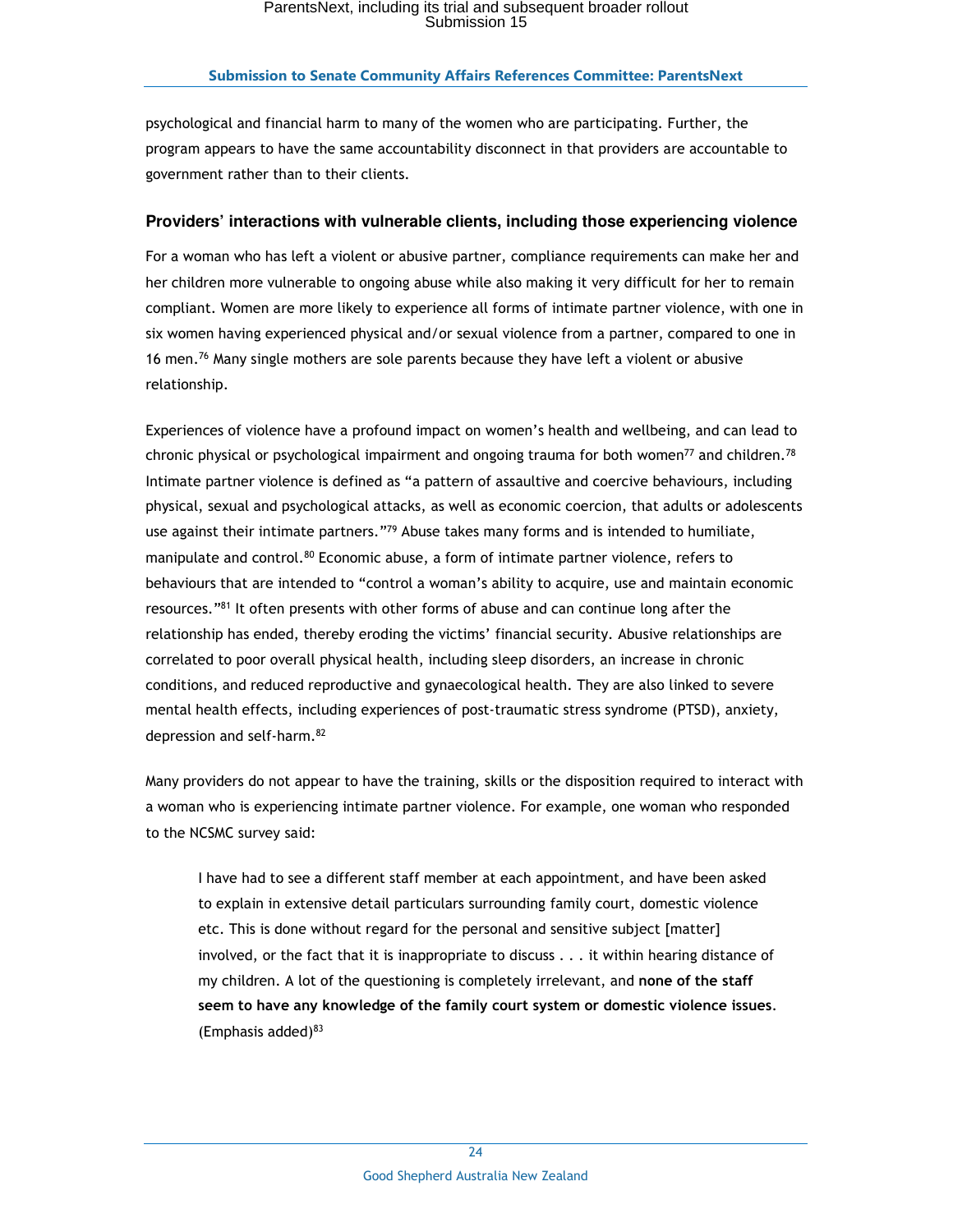psychological and financial harm to many of the women who are participating. Further, the program appears to have the same accountability disconnect in that providers are accountable to government rather than to their clients.

### Providers' interactions with vulnerable clients, including those experiencing violence

For a woman who has left a violent or abusive partner, compliance requirements can make her and her children more vulnerable to ongoing abuse while also making it very difficult for her to remain compliant. Women are more likely to experience all forms of intimate partner violence, with one in six women having experienced physical and/or sexual violence from a partner, compared to one in 16 men.[76] Many single mothers are sole parents because they have left a violent or abusive relationship.

Experiences of violence have a profound impact on women's health and wellbeing, and can lead to chronic physical or psychological impairment and ongoing trauma for both women[77] and children.[78] Intimate partner violence is defined as "a pattern of assaultive and coercive behaviours, including physical, sexual and psychological attacks, as well as economic coercion, that adults or adolescents use against their intimate partners."[79] Abuse takes many forms and is intended to humiliate, manipulate and control.[80] Economic abuse, a form of intimate partner violence, refers to behaviours that are intended to "control a woman's ability to acquire, use and maintain economic resources."[81] It often presents with other forms of abuse and can continue long after the relationship has ended, thereby eroding the victims' financial security. Abusive relationships are correlated to poor overall physical health, including sleep disorders, an increase in chronic conditions, and reduced reproductive and gynaecological health. They are also linked to severe mental health effects, including experiences of post-traumatic stress syndrome (PTSD), anxiety, depression and self-harm.[82]

Many providers do not appear to have the training, skills or the disposition required to interact with a woman who is experiencing intimate partner violence. For example, one woman who responded to the NCSMC survey said:

> I have had to see a different staff member at each appointment, and have been asked to explain in extensive detail particulars surrounding family court, domestic violence etc. This is done without regard for the personal and sensitive subject [matter] involved, or the fact that it is inappropriate to discuss . . . it within hearing distance of my children. A lot of the questioning is completely irrelevant, and **none of the staff seem to have any knowledge of the family court system or domestic violence issues**. (Emphasis added)[83]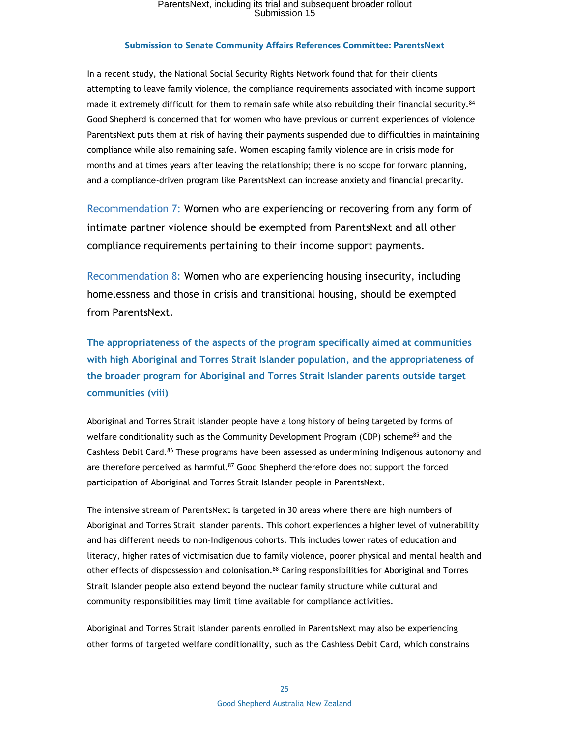In a recent study, the National Social Security Rights Network found that for their clients attempting to leave family violence, the compliance requirements associated with income support made it extremely difficult for them to remain safe while also rebuilding their financial security.[84] Good Shepherd is concerned that for women who have previous or current experiences of violence ParentsNext puts them at risk of having their payments suspended due to difficulties in maintaining compliance while also remaining safe. Women escaping family violence are in crisis mode for months and at times years after leaving the relationship; there is no scope for forward planning, and a compliance-driven program like ParentsNext can increase anxiety and financial precarity.

**Recommendation 7:** Women who are experiencing or recovering from any form of intimate partner violence should be exempted from ParentsNext and all other compliance requirements pertaining to their income support payments.

**Recommendation 8:** Women who are experiencing housing insecurity, including homelessness and those in crisis and transitional housing, should be exempted from ParentsNext.

### The appropriateness of the aspects of the program specifically aimed at communities with high Aboriginal and Torres Strait Islander population, and the appropriateness of the broader program for Aboriginal and Torres Strait Islander parents outside target communities (viii)

Aboriginal and Torres Strait Islander people have a long history of being targeted by forms of welfare conditionality such as the Community Development Program (CDP) scheme[85] and the Cashless Debit Card.[86] These programs have been assessed as undermining Indigenous autonomy and are therefore perceived as harmful.[87] Good Shepherd therefore does not support the forced participation of Aboriginal and Torres Strait Islander people in ParentsNext.

The intensive stream of ParentsNext is targeted in 30 areas where there are high numbers of Aboriginal and Torres Strait Islander parents. This cohort experiences a higher level of vulnerability and has different needs to non-Indigenous cohorts. This includes lower rates of education and literacy, higher rates of victimisation due to family violence, poorer physical and mental health and other effects of dispossession and colonisation.[88] Caring responsibilities for Aboriginal and Torres Strait Islander people also extend beyond the nuclear family structure while cultural and community responsibilities may limit time available for compliance activities.

Aboriginal and Torres Strait Islander parents enrolled in ParentsNext may also be experiencing other forms of targeted welfare conditionality, such as the Cashless Debit Card, which constrains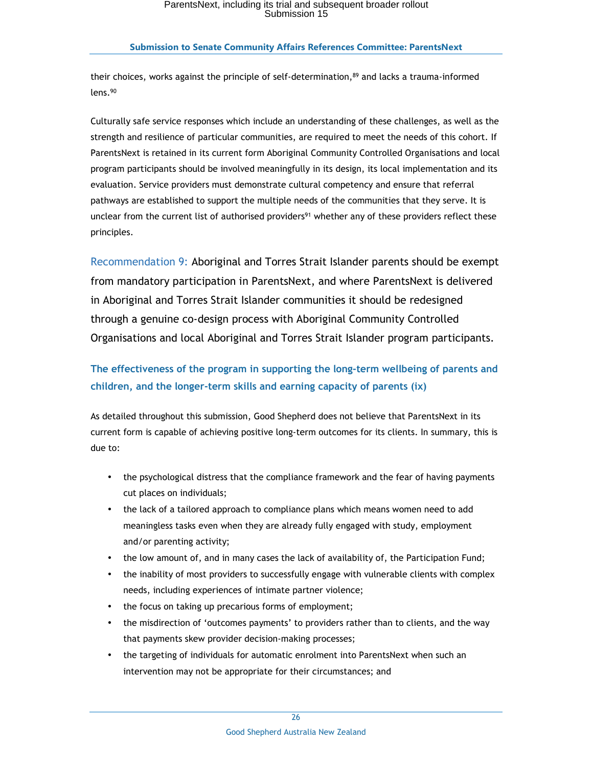their choices, works against the principle of self-determination,[89] and lacks a trauma-informed lens.[90]

Culturally safe service responses which include an understanding of these challenges, as well as the strength and resilience of particular communities, are required to meet the needs of this cohort. If ParentsNext is retained in its current form Aboriginal Community Controlled Organisations and local program participants should be involved meaningfully in its design, its local implementation and its evaluation. Service providers must demonstrate cultural competency and ensure that referral pathways are established to support the multiple needs of the communities that they serve. It is unclear from the current list of authorised providers[91] whether any of these providers reflect these principles.

Recommendation 9: Aboriginal and Torres Strait Islander parents should be exempt from mandatory participation in ParentsNext, and where ParentsNext is delivered in Aboriginal and Torres Strait Islander communities it should be redesigned through a genuine co-design process with Aboriginal Community Controlled Organisations and local Aboriginal and Torres Strait Islander program participants.

### The effectiveness of the program in supporting the long-term wellbeing of parents and children, and the longer-term skills and earning capacity of parents (ix)

As detailed throughout this submission, Good Shepherd does not believe that ParentsNext in its current form is capable of achieving positive long-term outcomes for its clients. In summary, this is due to:

- the psychological distress that the compliance framework and the fear of having payments cut places on individuals;
- the lack of a tailored approach to compliance plans which means women need to add meaningless tasks even when they are already fully engaged with study, employment and/or parenting activity;
- the low amount of, and in many cases the lack of availability of, the Participation Fund;
- the inability of most providers to successfully engage with vulnerable clients with complex needs, including experiences of intimate partner violence;
- the focus on taking up precarious forms of employment;
- the misdirection of 'outcomes payments' to providers rather than to clients, and the way that payments skew provider decision-making processes;
- the targeting of individuals for automatic enrolment into ParentsNext when such an intervention may not be appropriate for their circumstances; and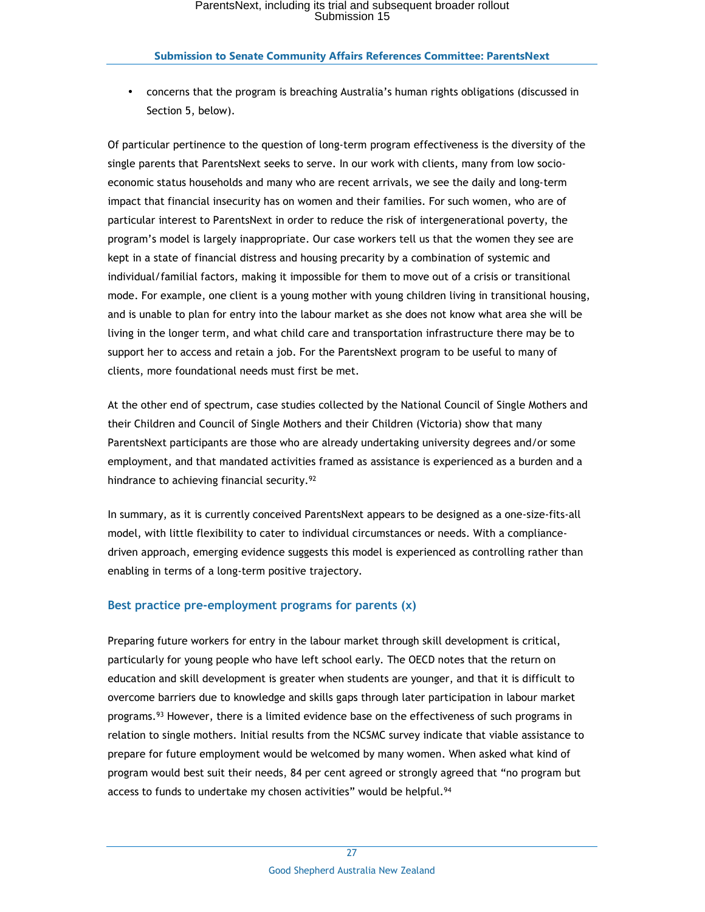- concerns that the program is breaching Australia's human rights obligations (discussed in Section 5, below).

Of particular pertinence to the question of long-term program effectiveness is the diversity of the single parents that ParentsNext seeks to serve. In our work with clients, many from low socio-economic status households and many who are recent arrivals, we see the daily and long-term impact that financial insecurity has on women and their families. For such women, who are of particular interest to ParentsNext in order to reduce the risk of intergenerational poverty, the program's model is largely inappropriate. Our case workers tell us that the women they see are kept in a state of financial distress and housing precarity by a combination of systemic and individual/familial factors, making it impossible for them to move out of a crisis or transitional mode. For example, one client is a young mother with young children living in transitional housing, and is unable to plan for entry into the labour market as she does not know what area she will be living in the longer term, and what child care and transportation infrastructure there may be to support her to access and retain a job. For the ParentsNext program to be useful to many of clients, more foundational needs must first be met.

At the other end of spectrum, case studies collected by the National Council of Single Mothers and their Children and Council of Single Mothers and their Children (Victoria) show that many ParentsNext participants are those who are already undertaking university degrees and/or some employment, and that mandated activities framed as assistance is experienced as a burden and a hindrance to achieving financial security.[92]

In summary, as it is currently conceived ParentsNext appears to be designed as a one-size-fits-all model, with little flexibility to cater to individual circumstances or needs. With a compliance-driven approach, emerging evidence suggests this model is experienced as controlling rather than enabling in terms of a long-term positive trajectory.

### Best practice pre-employment programs for parents (x)

Preparing future workers for entry in the labour market through skill development is critical, particularly for young people who have left school early. The OECD notes that the return on education and skill development is greater when students are younger, and that it is difficult to overcome barriers due to knowledge and skills gaps through later participation in labour market programs.[93] However, there is a limited evidence base on the effectiveness of such programs in relation to single mothers. Initial results from the NCSMC survey indicate that viable assistance to prepare for future employment would be welcomed by many women. When asked what kind of program would best suit their needs, 84 per cent agreed or strongly agreed that "no program but access to funds to undertake my chosen activities" would be helpful.[94]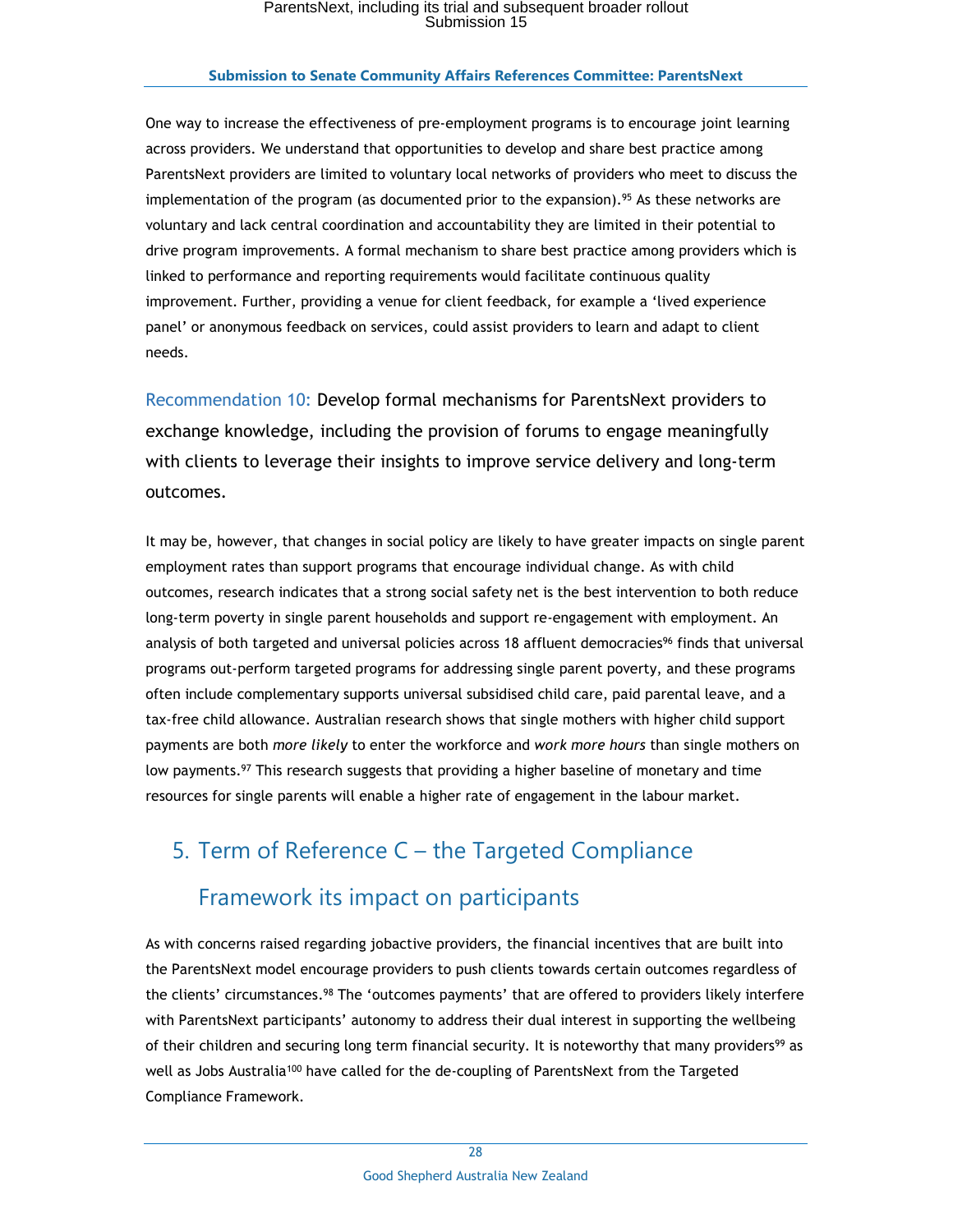One way to increase the effectiveness of pre-employment programs is to encourage joint learning across providers. We understand that opportunities to develop and share best practice among ParentsNext providers are limited to voluntary local networks of providers who meet to discuss the implementation of the program (as documented prior to the expansion).[95] As these networks are voluntary and lack central coordination and accountability they are limited in their potential to drive program improvements. A formal mechanism to share best practice among providers which is linked to performance and reporting requirements would facilitate continuous quality improvement. Further, providing a venue for client feedback, for example a 'lived experience panel' or anonymous feedback on services, could assist providers to learn and adapt to client needs.

Recommendation 10: Develop formal mechanisms for ParentsNext providers to exchange knowledge, including the provision of forums to engage meaningfully with clients to leverage their insights to improve service delivery and long-term outcomes.

It may be, however, that changes in social policy are likely to have greater impacts on single parent employment rates than support programs that encourage individual change. As with child outcomes, research indicates that a strong social safety net is the best intervention to both reduce long-term poverty in single parent households and support re-engagement with employment. An analysis of both targeted and universal policies across 18 affluent democracies[96] finds that universal programs out-perform targeted programs for addressing single parent poverty, and these programs often include complementary supports universal subsidised child care, paid parental leave, and a tax-free child allowance. Australian research shows that single mothers with higher child support payments are both *more likely* to enter the workforce and *work more hours* than single mothers on low payments.[97] This research suggests that providing a higher baseline of monetary and time resources for single parents will enable a higher rate of engagement in the labour market.

## 5. Term of Reference C – the Targeted Compliance Framework its impact on participants

As with concerns raised regarding jobactive providers, the financial incentives that are built into the ParentsNext model encourage providers to push clients towards certain outcomes regardless of the clients' circumstances.[98] The 'outcomes payments' that are offered to providers likely interfere with ParentsNext participants' autonomy to address their dual interest in supporting the wellbeing of their children and securing long term financial security. It is noteworthy that many providers[99] as well as Jobs Australia[100] have called for the de-coupling of ParentsNext from the Targeted Compliance Framework.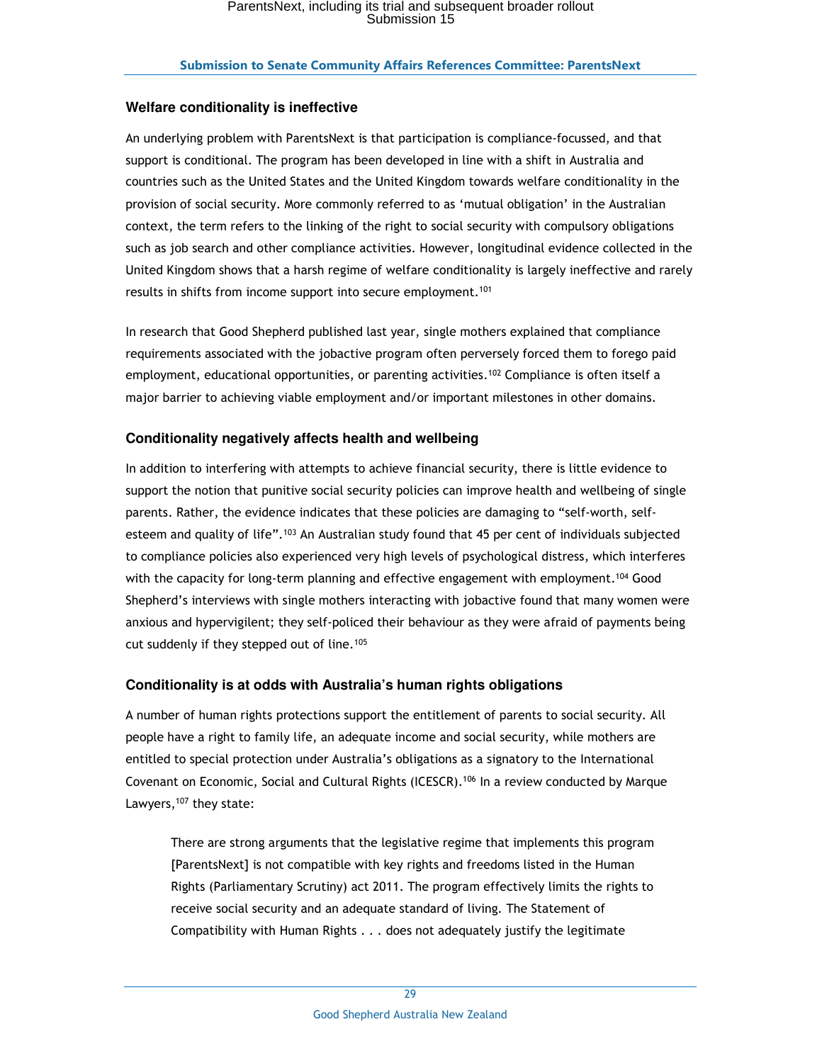### Welfare conditionality is ineffective

An underlying problem with ParentsNext is that participation is compliance-focussed, and that support is conditional. The program has been developed in line with a shift in Australia and countries such as the United States and the United Kingdom towards welfare conditionality in the provision of social security. More commonly referred to as 'mutual obligation' in the Australian context, the term refers to the linking of the right to social security with compulsory obligations such as job search and other compliance activities. However, longitudinal evidence collected in the United Kingdom shows that a harsh regime of welfare conditionality is largely ineffective and rarely results in shifts from income support into secure employment.[101]

In research that Good Shepherd published last year, single mothers explained that compliance requirements associated with the jobactive program often perversely forced them to forego paid employment, educational opportunities, or parenting activities.[102] Compliance is often itself a major barrier to achieving viable employment and/or important milestones in other domains.

### Conditionality negatively affects health and wellbeing

In addition to interfering with attempts to achieve financial security, there is little evidence to support the notion that punitive social security policies can improve health and wellbeing of single parents. Rather, the evidence indicates that these policies are damaging to "self-worth, self-esteem and quality of life".[103] An Australian study found that 45 per cent of individuals subjected to compliance policies also experienced very high levels of psychological distress, which interferes with the capacity for long-term planning and effective engagement with employment.[104] Good Shepherd's interviews with single mothers interacting with jobactive found that many women were anxious and hypervigilent; they self-policed their behaviour as they were afraid of payments being cut suddenly if they stepped out of line.[105]

### Conditionality is at odds with Australia's human rights obligations

A number of human rights protections support the entitlement of parents to social security. All people have a right to family life, an adequate income and social security, while mothers are entitled to special protection under Australia's obligations as a signatory to the International Covenant on Economic, Social and Cultural Rights (ICESCR).[106] In a review conducted by Marque Lawyers,[107] they state:

> There are strong arguments that the legislative regime that implements this program [ParentsNext] is not compatible with key rights and freedoms listed in the Human Rights (Parliamentary Scrutiny) act 2011. The program effectively limits the rights to receive social security and an adequate standard of living. The Statement of Compatibility with Human Rights . . . does not adequately justify the legitimate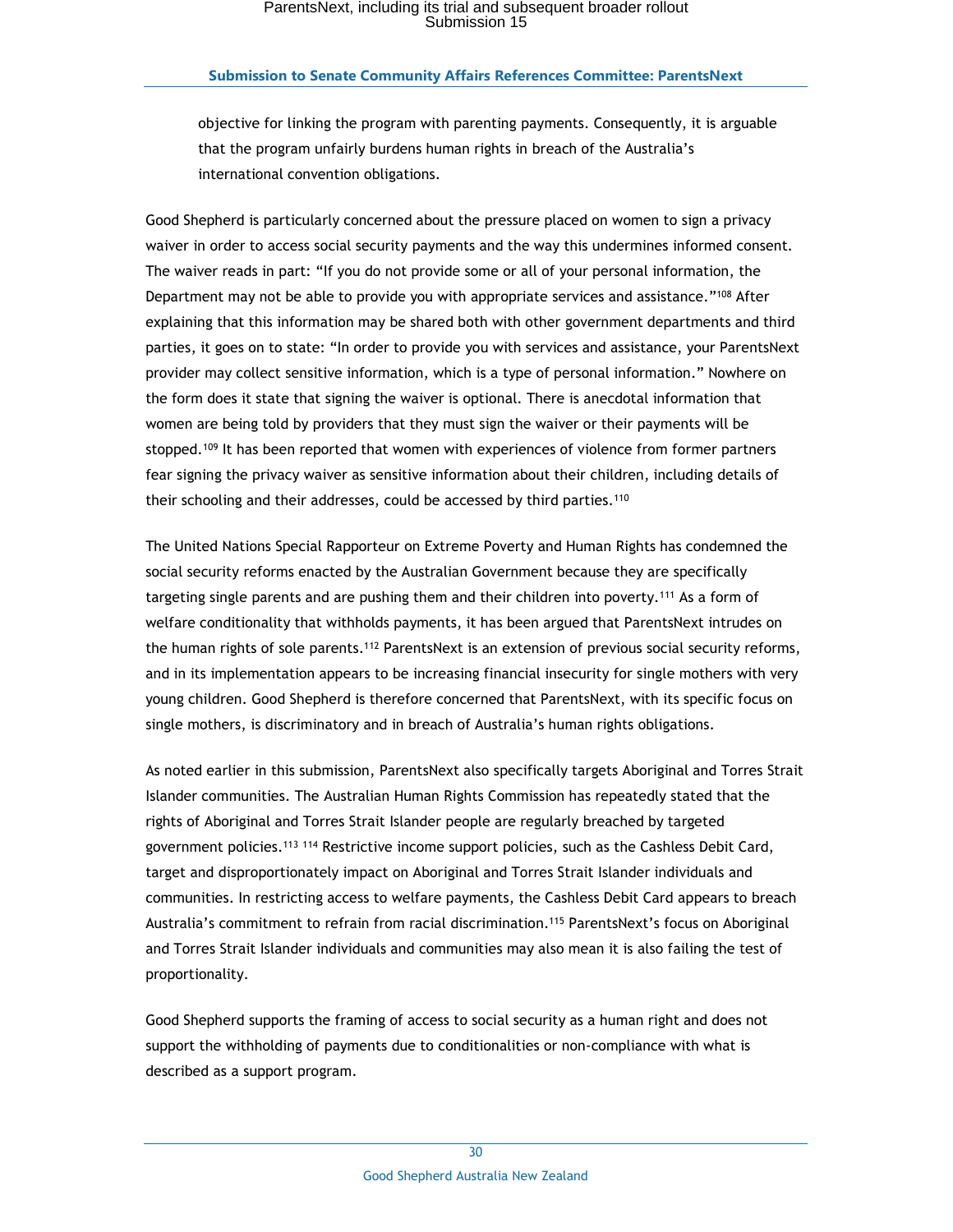objective for linking the program with parenting payments. Consequently, it is arguable that the program unfairly burdens human rights in breach of the Australia's international convention obligations.

Good Shepherd is particularly concerned about the pressure placed on women to sign a privacy waiver in order to access social security payments and the way this undermines informed consent. The waiver reads in part: "If you do not provide some or all of your personal information, the Department may not be able to provide you with appropriate services and assistance."[108] After explaining that this information may be shared both with other government departments and third parties, it goes on to state: "In order to provide you with services and assistance, your ParentsNext provider may collect sensitive information, which is a type of personal information." Nowhere on the form does it state that signing the waiver is optional. There is anecdotal information that women are being told by providers that they must sign the waiver or their payments will be stopped.[109] It has been reported that women with experiences of violence from former partners fear signing the privacy waiver as sensitive information about their children, including details of their schooling and their addresses, could be accessed by third parties.[110]

The United Nations Special Rapporteur on Extreme Poverty and Human Rights has condemned the social security reforms enacted by the Australian Government because they are specifically targeting single parents and are pushing them and their children into poverty.[111] As a form of welfare conditionality that withholds payments, it has been argued that ParentsNext intrudes on the human rights of sole parents.[112] ParentsNext is an extension of previous social security reforms, and in its implementation appears to be increasing financial insecurity for single mothers with very young children. Good Shepherd is therefore concerned that ParentsNext, with its specific focus on single mothers, is discriminatory and in breach of Australia's human rights obligations.

As noted earlier in this submission, ParentsNext also specifically targets Aboriginal and Torres Strait Islander communities. The Australian Human Rights Commission has repeatedly stated that the rights of Aboriginal and Torres Strait Islander people are regularly breached by targeted government policies.[113] [114] Restrictive income support policies, such as the Cashless Debit Card, target and disproportionately impact on Aboriginal and Torres Strait Islander individuals and communities. In restricting access to welfare payments, the Cashless Debit Card appears to breach Australia's commitment to refrain from racial discrimination.[115] ParentsNext's focus on Aboriginal and Torres Strait Islander individuals and communities may also mean it is also failing the test of proportionality.

Good Shepherd supports the framing of access to social security as a human right and does not support the withholding of payments due to conditionalities or non-compliance with what is described as a support program.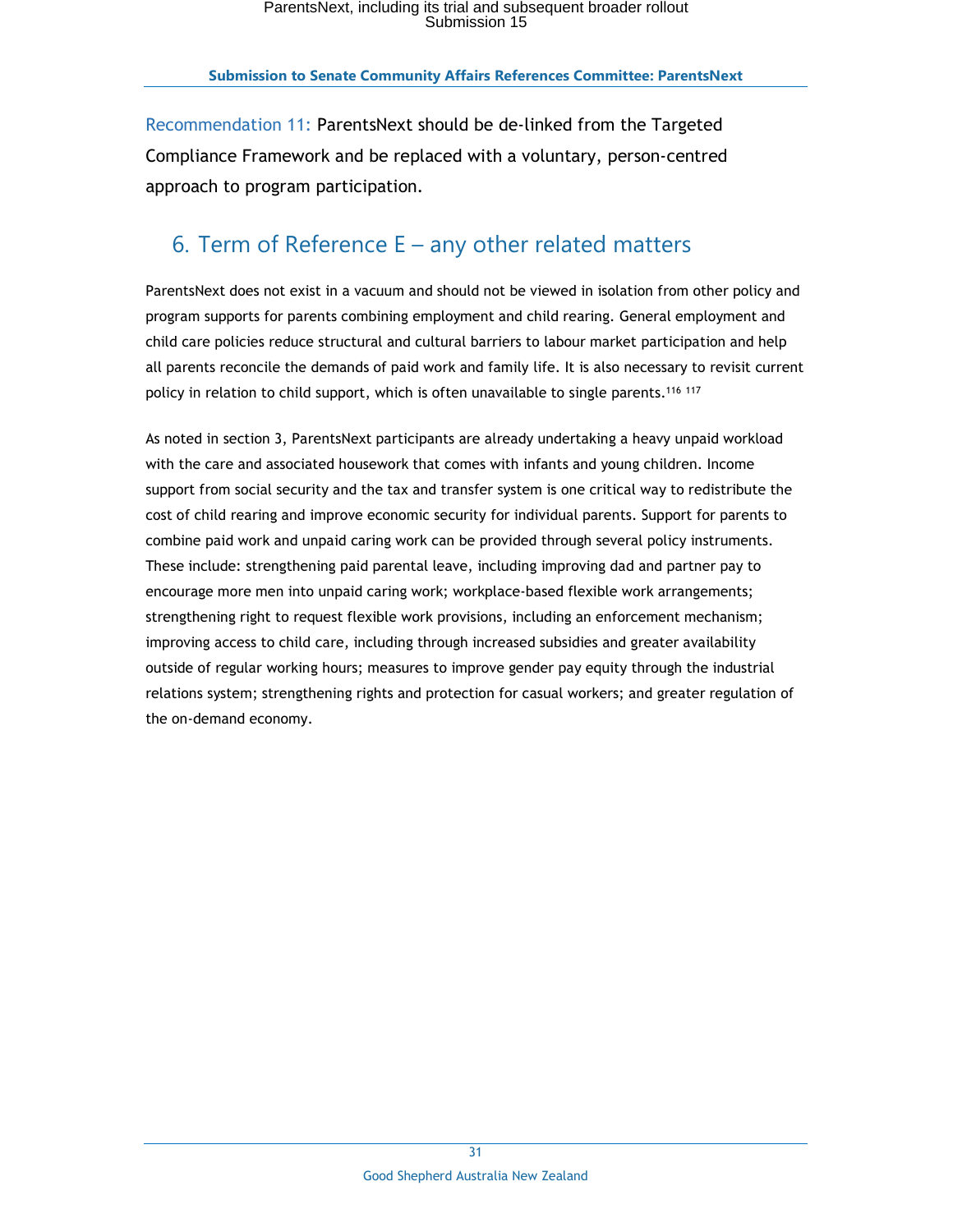Recommendation 11: ParentsNext should be de-linked from the Targeted Compliance Framework and be replaced with a voluntary, person-centred approach to program participation.

## 6. Term of Reference E – any other related matters

ParentsNext does not exist in a vacuum and should not be viewed in isolation from other policy and program supports for parents combining employment and child rearing. General employment and child care policies reduce structural and cultural barriers to labour market participation and help all parents reconcile the demands of paid work and family life. It is also necessary to revisit current policy in relation to child support, which is often unavailable to single parents.[116] [117]

As noted in section 3, ParentsNext participants are already undertaking a heavy unpaid workload with the care and associated housework that comes with infants and young children. Income support from social security and the tax and transfer system is one critical way to redistribute the cost of child rearing and improve economic security for individual parents. Support for parents to combine paid work and unpaid caring work can be provided through several policy instruments. These include: strengthening paid parental leave, including improving dad and partner pay to encourage more men into unpaid caring work; workplace-based flexible work arrangements; strengthening right to request flexible work provisions, including an enforcement mechanism; improving access to child care, including through increased subsidies and greater availability outside of regular working hours; measures to improve gender pay equity through the industrial relations system; strengthening rights and protection for casual workers; and greater regulation of the on-demand economy.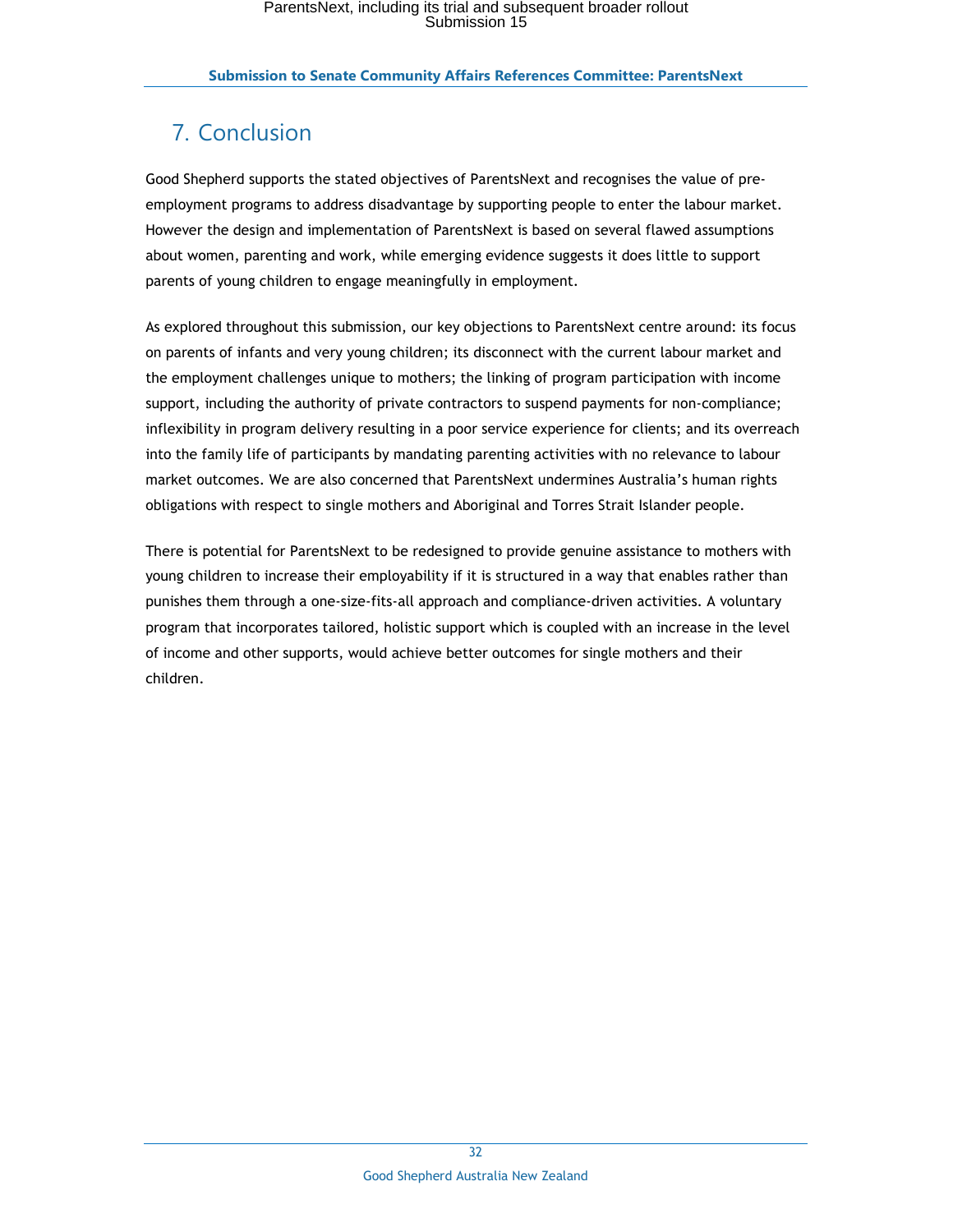# 7. Conclusion

Good Shepherd supports the stated objectives of ParentsNext and recognises the value of pre-employment programs to address disadvantage by supporting people to enter the labour market. However the design and implementation of ParentsNext is based on several flawed assumptions about women, parenting and work, while emerging evidence suggests it does little to support parents of young children to engage meaningfully in employment.

As explored throughout this submission, our key objections to ParentsNext centre around: its focus on parents of infants and very young children; its disconnect with the current labour market and the employment challenges unique to mothers; the linking of program participation with income support, including the authority of private contractors to suspend payments for non-compliance; inflexibility in program delivery resulting in a poor service experience for clients; and its overreach into the family life of participants by mandating parenting activities with no relevance to labour market outcomes. We are also concerned that ParentsNext undermines Australia's human rights obligations with respect to single mothers and Aboriginal and Torres Strait Islander people.

There is potential for ParentsNext to be redesigned to provide genuine assistance to mothers with young children to increase their employability if it is structured in a way that enables rather than punishes them through a one-size-fits-all approach and compliance-driven activities. A voluntary program that incorporates tailored, holistic support which is coupled with an increase in the level of income and other supports, would achieve better outcomes for single mothers and their children.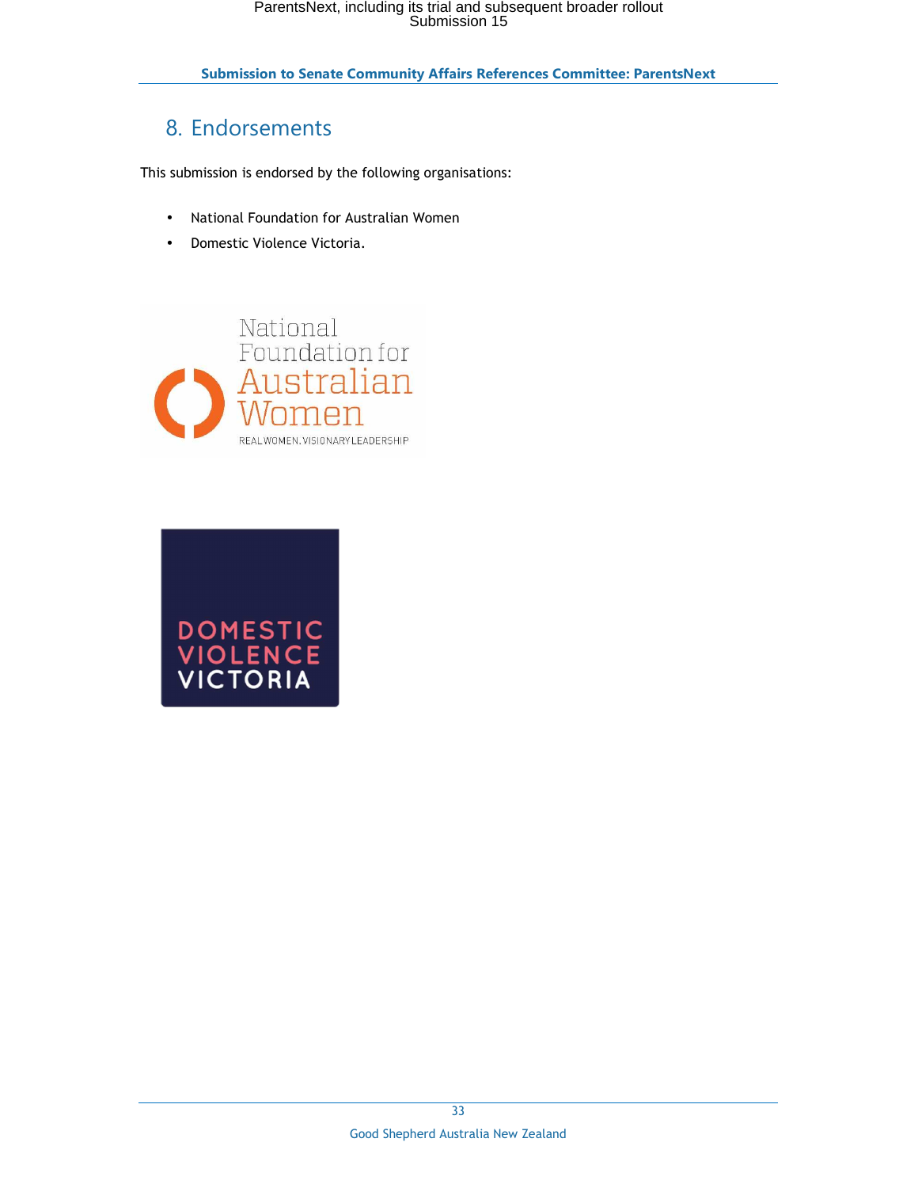## 8. Endorsements

This submission is endorsed by the following organisations:

- National Foundation for Australian Women
- Domestic Violence Victoria.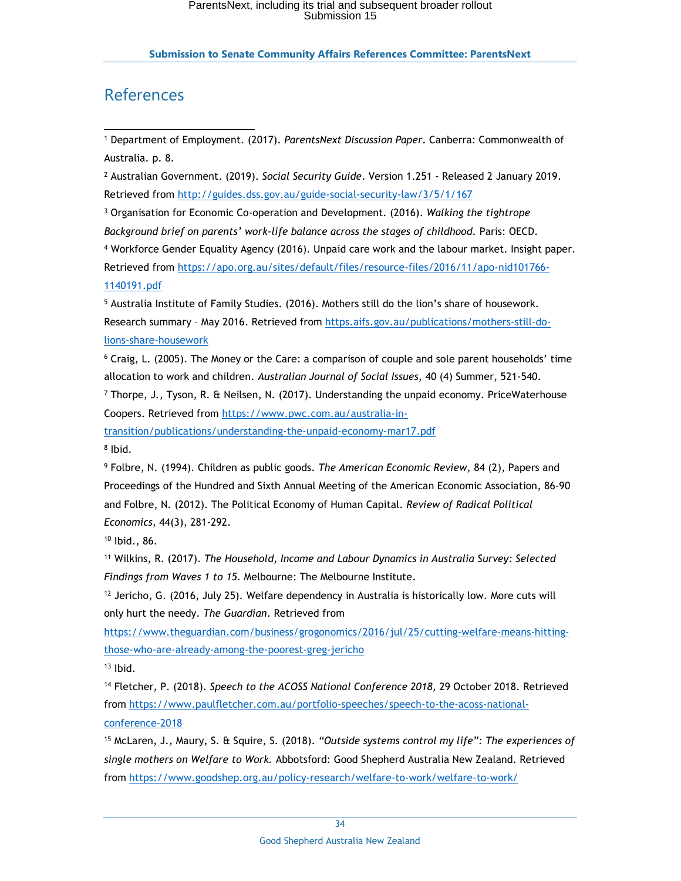# References

[1] Department of Employment. (2017). *ParentsNext Discussion Paper*. Canberra: Commonwealth of Australia. p. 8.

[2] Australian Government. (2019). *Social Security Guide*. Version 1.251 - Released 2 January 2019. Retrieved from http://guides.dss.gov.au/guide-social-security-law/3/5/1/167

[3] Organisation for Economic Co-operation and Development. (2016). *Walking the tightrope Background brief on parents' work-life balance across the stages of childhood*. Paris: OECD.

[4] Workforce Gender Equality Agency (2016). Unpaid care work and the labour market. Insight paper. Retrieved from https://apo.org.au/sites/default/files/resource-files/2016/11/apo-nid101766-1140191.pdf

[5] Australia Institute of Family Studies. (2016). Mothers still do the lion's share of housework. Research summary – May 2016. Retrieved from https.aifs.gov.au/publications/mothers-still-do-lions-share-housework

[6] Craig, L. (2005). The Money or the Care: a comparison of couple and sole parent households' time allocation to work and children. *Australian Journal of Social Issues,* 40 (4) Summer, 521-540.

[7] Thorpe, J., Tyson, R. & Neilsen, N. (2017). Understanding the unpaid economy. PriceWaterhouse Coopers. Retrieved from https://www.pwc.com.au/australia-in-transition/publications/understanding-the-unpaid-economy-mar17.pdf

[8] Ibid.

[9] Folbre, N. (1994). Children as public goods. *The American Economic Review,* 84 (2), Papers and Proceedings of the Hundred and Sixth Annual Meeting of the American Economic Association, 86-90 and Folbre, N. (2012). The Political Economy of Human Capital. *Review of Radical Political Economics*, 44(3), 281-292.

[10] Ibid., 86.

[11] Wilkins, R. (2017). *The Household, Income and Labour Dynamics in Australia Survey: Selected Findings from Waves 1 to 15.* Melbourne: The Melbourne Institute.

[12] Jericho, G. (2016, July 25). Welfare dependency in Australia is historically low. More cuts will only hurt the needy. *The Guardian*. Retrieved from https://www.theguardian.com/business/grogonomics/2016/jul/25/cutting-welfare-means-hitting-those-who-are-already-among-the-poorest-greg-jericho

[13] Ibid.

[14] Fletcher, P. (2018). *Speech to the ACOSS National Conference 2018,* 29 October 2018. Retrieved from https://www.paulfletcher.com.au/portfolio-speeches/speech-to-the-acoss-national-conference-2018

[15] McLaren, J., Maury, S. & Squire, S. (2018). *"Outside systems control my life": The experiences of single mothers on Welfare to Work.* Abbotsford: Good Shepherd Australia New Zealand. Retrieved from https://www.goodshep.org.au/policy-research/welfare-to-work/welfare-to-work/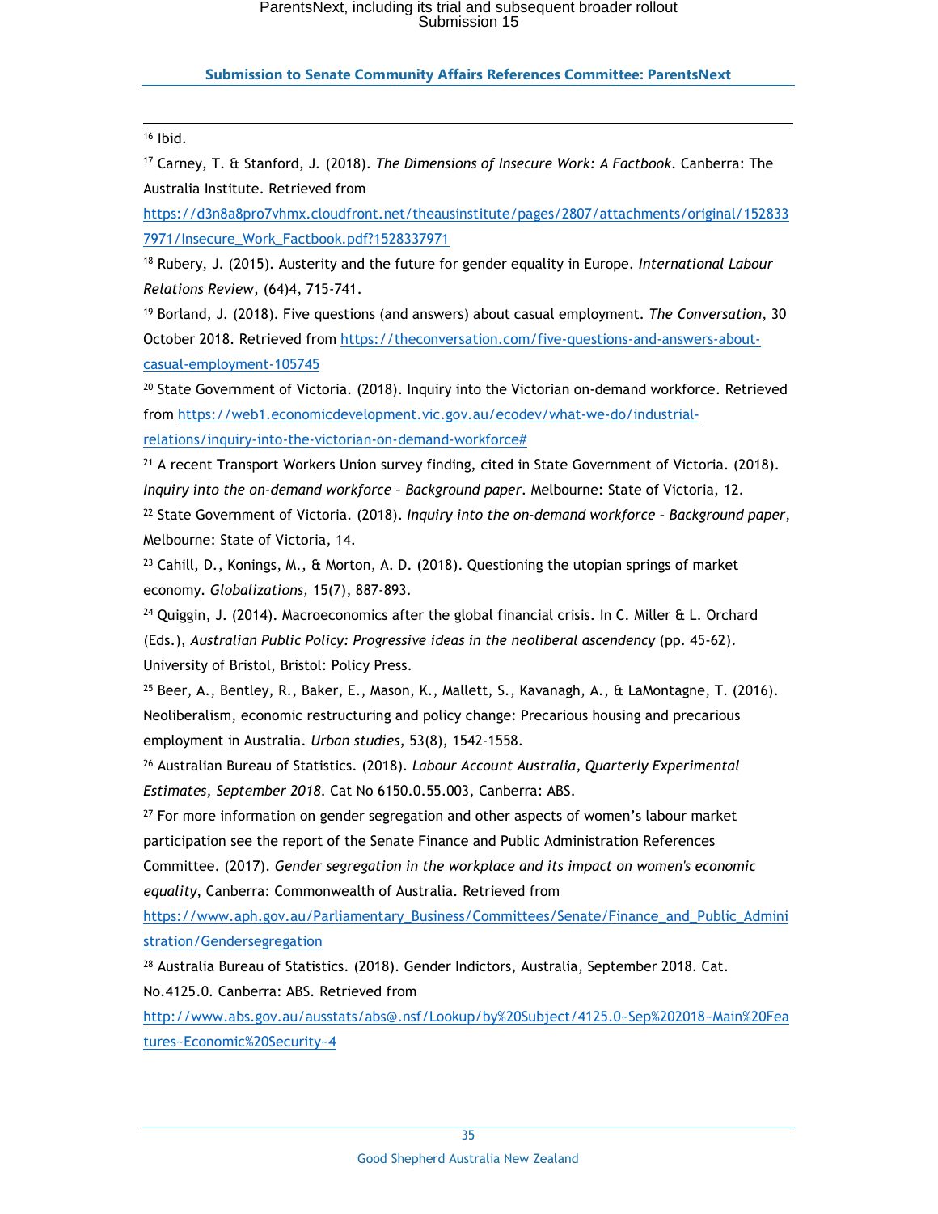[16] Ibid.

[17] Carney, T. & Stanford, J. (2018). *The Dimensions of Insecure Work: A Factbook*. Canberra: The Australia Institute. Retrieved from https://d3n8a8pro7vhmx.cloudfront.net/theausinstitute/pages/2807/attachments/original/1528337971/Insecure_Work_Factbook.pdf?1528337971

[18] Rubery, J. (2015). Austerity and the future for gender equality in Europe. *International Labour Relations Review*, (64)4, 715-741.

[19] Borland, J. (2018). Five questions (and answers) about casual employment. *The Conversation*, 30 October 2018. Retrieved from https://theconversation.com/five-questions-and-answers-about-casual-employment-105745

[20] State Government of Victoria. (2018). Inquiry into the Victorian on-demand workforce. Retrieved from https://web1.economicdevelopment.vic.gov.au/ecodev/what-we-do/industrial-relations/inquiry-into-the-victorian-on-demand-workforce#

[21] A recent Transport Workers Union survey finding, cited in State Government of Victoria. (2018). *Inquiry into the on-demand workforce – Background paper*. Melbourne: State of Victoria, 12.

[22] State Government of Victoria. (2018). *Inquiry into the on-demand workforce – Background paper*, Melbourne: State of Victoria, 14.

[23] Cahill, D., Konings, M., & Morton, A. D. (2018). Questioning the utopian springs of market economy. *Globalizations,* 15(7), 887-893.

[24] Quiggin, J. (2014). Macroeconomics after the global financial crisis. In C. Miller & L. Orchard (Eds.), *Australian Public Policy: Progressive ideas in the neoliberal ascendency* (pp. 45-62). University of Bristol, Bristol: Policy Press.

[25] Beer, A., Bentley, R., Baker, E., Mason, K., Mallett, S., Kavanagh, A., & LaMontagne, T. (2016). Neoliberalism, economic restructuring and policy change: Precarious housing and precarious employment in Australia. *Urban studies*, 53(8), 1542-1558.

[26] Australian Bureau of Statistics. (2018). *Labour Account Australia, Quarterly Experimental Estimates, September 2018*. Cat No 6150.0.55.003, Canberra: ABS.

[27] For more information on gender segregation and other aspects of women's labour market participation see the report of the Senate Finance and Public Administration References Committee. (2017). *Gender segregation in the workplace and its impact on women's economic equality*, Canberra: Commonwealth of Australia. Retrieved from https://www.aph.gov.au/Parliamentary_Business/Committees/Senate/Finance_and_Public_Administration/Gendersegregation

[28] Australia Bureau of Statistics. (2018). Gender Indictors, Australia, September 2018. Cat. No.4125.0. Canberra: ABS. Retrieved from http://www.abs.gov.au/ausstats/abs@.nsf/Lookup/by%20Subject/4125.0~Sep%202018~Main%20Features~Economic%20Security~4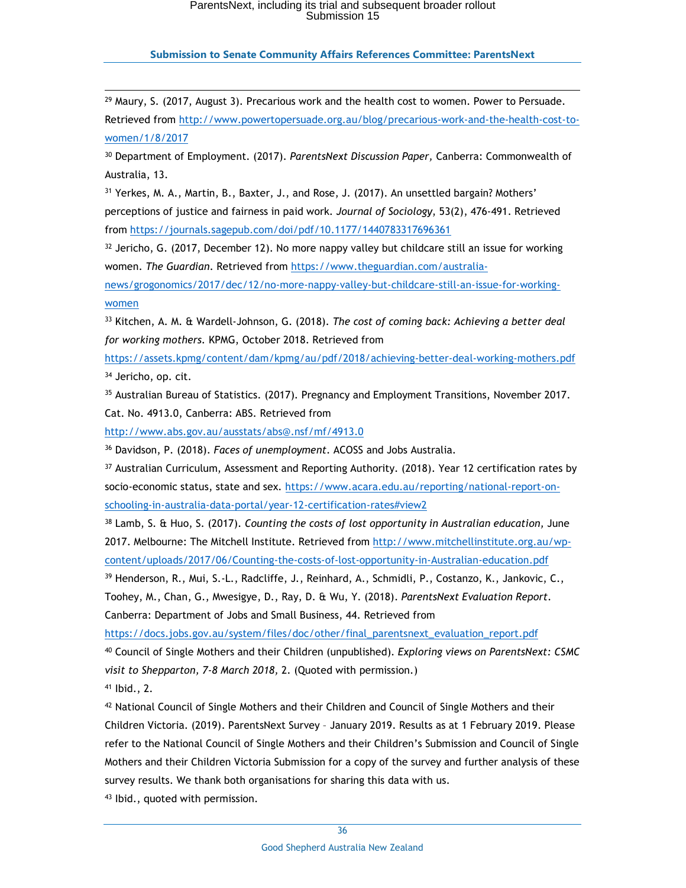[29] Maury, S. (2017, August 3). Precarious work and the health cost to women. Power to Persuade. Retrieved from http://www.powertopersuade.org.au/blog/precarious-work-and-the-health-cost-to-women/1/8/2017

[30] Department of Employment. (2017). *ParentsNext Discussion Paper,* Canberra: Commonwealth of Australia, 13.

[31] Yerkes, M. A., Martin, B., Baxter, J., and Rose, J. (2017). An unsettled bargain? Mothers' perceptions of justice and fairness in paid work. *Journal of Sociology*, 53(2), 476-491. Retrieved from https://journals.sagepub.com/doi/pdf/10.1177/1440783317696361

[32] Jericho, G. (2017, December 12). No more nappy valley but childcare still an issue for working women. *The Guardian*. Retrieved from https://www.theguardian.com/australia-news/grogonomics/2017/dec/12/no-more-nappy-valley-but-childcare-still-an-issue-for-working-women

[33] Kitchen, A. M. & Wardell-Johnson, G. (2018). *The cost of coming back: Achieving a better deal for working mothers*. KPMG, October 2018. Retrieved from https://assets.kpmg/content/dam/kpmg/au/pdf/2018/achieving-better-deal-working-mothers.pdf

[34] Jericho, op. cit.

[35] Australian Bureau of Statistics. (2017). Pregnancy and Employment Transitions, November 2017. Cat. No. 4913.0, Canberra: ABS. Retrieved from http://www.abs.gov.au/ausstats/abs@.nsf/mf/4913.0

[36] Davidson, P. (2018). *Faces of unemployment*. ACOSS and Jobs Australia.

[37] Australian Curriculum, Assessment and Reporting Authority. (2018). Year 12 certification rates by socio-economic status, state and sex. https://www.acara.edu.au/reporting/national-report-on-schooling-in-australia-data-portal/year-12-certification-rates#view2

[38] Lamb, S. & Huo, S. (2017). *Counting the costs of lost opportunity in Australian education,* June 2017. Melbourne: The Mitchell Institute. Retrieved from http://www.mitchellinstitute.org.au/wp-content/uploads/2017/06/Counting-the-costs-of-lost-opportunity-in-Australian-education.pdf

[39] Henderson, R., Mui, S.-L., Radcliffe, J., Reinhard, A., Schmidli, P., Costanzo, K., Jankovic, C., Toohey, M., Chan, G., Mwesigye, D., Ray, D. & Wu, Y. (2018). *ParentsNext Evaluation Report*. Canberra: Department of Jobs and Small Business, 44. Retrieved from https://docs.jobs.gov.au/system/files/doc/other/final_parentsnext_evaluation_report.pdf

[40] Council of Single Mothers and their Children (unpublished). *Exploring views on ParentsNext: CSMC visit to Shepparton, 7-8 March 2018,* 2. (Quoted with permission.)

[41] Ibid., 2.

[42] National Council of Single Mothers and their Children and Council of Single Mothers and their Children Victoria. (2019). ParentsNext Survey – January 2019. Results as at 1 February 2019. Please refer to the National Council of Single Mothers and their Children's Submission and Council of Single Mothers and their Children Victoria Submission for a copy of the survey and further analysis of these survey results. We thank both organisations for sharing this data with us.

[43] Ibid., quoted with permission.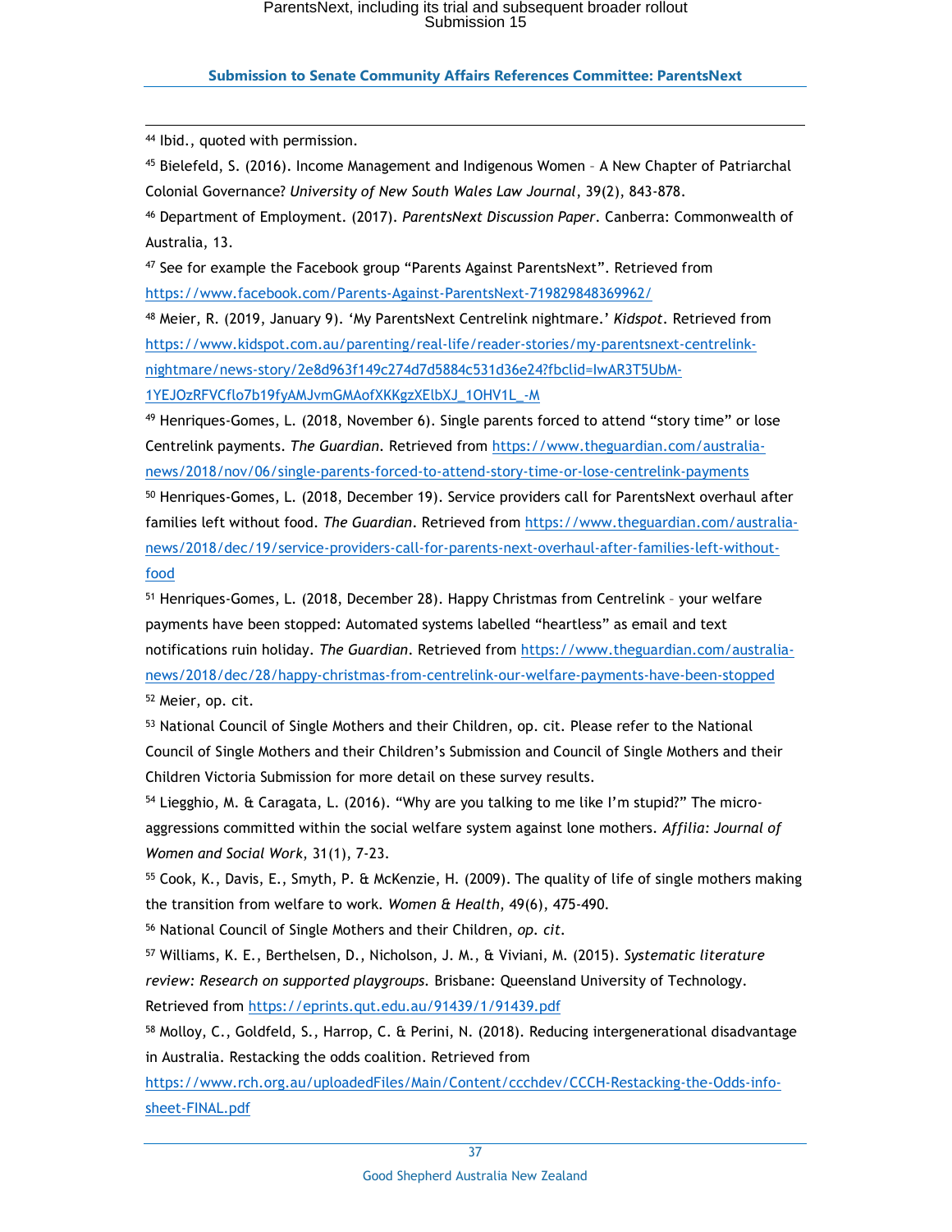[44] Ibid., quoted with permission.

[45] Bielefeld, S. (2016). Income Management and Indigenous Women – A New Chapter of Patriarchal Colonial Governance? *University of New South Wales Law Journal*, 39(2), 843-878.

[46] Department of Employment. (2017). *ParentsNext Discussion Paper*. Canberra: Commonwealth of Australia, 13.

[47] See for example the Facebook group "Parents Against ParentsNext". Retrieved from https://www.facebook.com/Parents-Against-ParentsNext-719829848369962/

[48] Meier, R. (2019, January 9). 'My ParentsNext Centrelink nightmare.' *Kidspot*. Retrieved from https://www.kidspot.com.au/parenting/real-life/reader-stories/my-parentsnext-centrelink-nightmare/news-story/2e8d963f149c274d7d5884c531d36e24?fbclid=IwAR3T5UbM-1YEJOzRFVCflo7b19fyAMJvmGMAofXKKgzXElbXJ_1OHV1L_-M

[49] Henriques-Gomes, L. (2018, November 6). Single parents forced to attend "story time" or lose Centrelink payments. *The Guardian*. Retrieved from https://www.theguardian.com/australia-news/2018/nov/06/single-parents-forced-to-attend-story-time-or-lose-centrelink-payments

[50] Henriques-Gomes, L. (2018, December 19). Service providers call for ParentsNext overhaul after families left without food. *The Guardian*. Retrieved from https://www.theguardian.com/australia-news/2018/dec/19/service-providers-call-for-parents-next-overhaul-after-families-left-without-food

[51] Henriques-Gomes, L. (2018, December 28). Happy Christmas from Centrelink – your welfare payments have been stopped: Automated systems labelled "heartless" as email and text notifications ruin holiday. *The Guardian*. Retrieved from https://www.theguardian.com/australia-news/2018/dec/28/happy-christmas-from-centrelink-our-welfare-payments-have-been-stopped

[52] Meier, op. cit.

[53] National Council of Single Mothers and their Children, op. cit. Please refer to the National Council of Single Mothers and their Children's Submission and Council of Single Mothers and their Children Victoria Submission for more detail on these survey results.

[54] Liegghio, M. & Caragata, L. (2016). "Why are you talking to me like I'm stupid?" The micro-aggressions committed within the social welfare system against lone mothers. *Affilia: Journal of Women and Social Work*, 31(1), 7-23.

[55] Cook, K., Davis, E., Smyth, P. & McKenzie, H. (2009). The quality of life of single mothers making the transition from welfare to work. *Women & Health*, 49(6), 475-490.

[56] National Council of Single Mothers and their Children, *op. cit.*

[57] Williams, K. E., Berthelsen, D., Nicholson, J. M., & Viviani, M. (2015). *Systematic literature review: Research on supported playgroups*. Brisbane: Queensland University of Technology. Retrieved from https://eprints.qut.edu.au/91439/1/91439.pdf

[58] Molloy, C., Goldfeld, S., Harrop, C. & Perini, N. (2018). Reducing intergenerational disadvantage in Australia. Restacking the odds coalition. Retrieved from https://www.rch.org.au/uploadedFiles/Main/Content/ccchdev/CCCH-Restacking-the-Odds-info-sheet-FINAL.pdf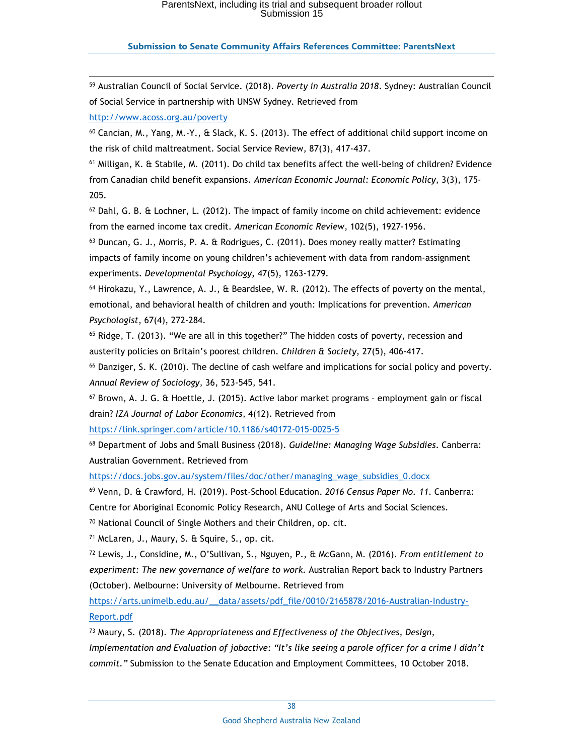[59] Australian Council of Social Service. (2018). *Poverty in Australia 2018*. Sydney: Australian Council of Social Service in partnership with UNSW Sydney. Retrieved from http://www.acoss.org.au/poverty

[60] Cancian, M., Yang, M.-Y., & Slack, K. S. (2013). The effect of additional child support income on the risk of child maltreatment. Social Service Review, 87(3), 417-437.

[61] Milligan, K. & Stabile, M. (2011). Do child tax benefits affect the well-being of children? Evidence from Canadian child benefit expansions. *American Economic Journal: Economic Policy*, 3(3), 175-205.

[62] Dahl, G. B. & Lochner, L. (2012). The impact of family income on child achievement: evidence from the earned income tax credit. *American Economic Review*, 102(5), 1927-1956.

[63] Duncan, G. J., Morris, P. A. & Rodrigues, C. (2011). Does money really matter? Estimating impacts of family income on young children's achievement with data from random-assignment experiments. *Developmental Psychology*, 47(5), 1263-1279.

[64] Hirokazu, Y., Lawrence, A. J., & Beardslee, W. R. (2012). The effects of poverty on the mental, emotional, and behavioral health of children and youth: Implications for prevention. *American Psychologist*, 67(4), 272-284.

[65] Ridge, T. (2013). "We are all in this together?" The hidden costs of poverty, recession and austerity policies on Britain's poorest children. *Children & Society*, 27(5), 406-417.

[66] Danziger, S. K. (2010). The decline of cash welfare and implications for social policy and poverty. *Annual Review of Sociology*, 36, 523-545, 541.

[67] Brown, A. J. G. & Hoettle, J. (2015). Active labor market programs – employment gain or fiscal drain? *IZA Journal of Labor Economics*, 4(12). Retrieved from https://link.springer.com/article/10.1186/s40172-015-0025-5

[68] Department of Jobs and Small Business (2018). *Guideline: Managing Wage Subsidies*. Canberra: Australian Government. Retrieved from https://docs.jobs.gov.au/system/files/doc/other/managing_wage_subsidies_0.docx

[69] Venn, D. & Crawford, H. (2019). Post-School Education. *2016 Census Paper No. 11*. Canberra: Centre for Aboriginal Economic Policy Research, ANU College of Arts and Social Sciences.

[70] National Council of Single Mothers and their Children, op. cit.

[71] McLaren, J., Maury, S. & Squire, S., op. cit.

[72] Lewis, J., Considine, M., O'Sullivan, S., Nguyen, P., & McGann, M. (2016). *From entitlement to experiment: The new governance of welfare to work*. Australian Report back to Industry Partners (October). Melbourne: University of Melbourne. Retrieved from https://arts.unimelb.edu.au/__data/assets/pdf_file/0010/2165878/2016-Australian-Industry-Report.pdf

[73] Maury, S. (2018). *The Appropriateness and Effectiveness of the Objectives, Design, Implementation and Evaluation of jobactive: "It's like seeing a parole officer for a crime I didn't commit."* Submission to the Senate Education and Employment Committees, 10 October 2018.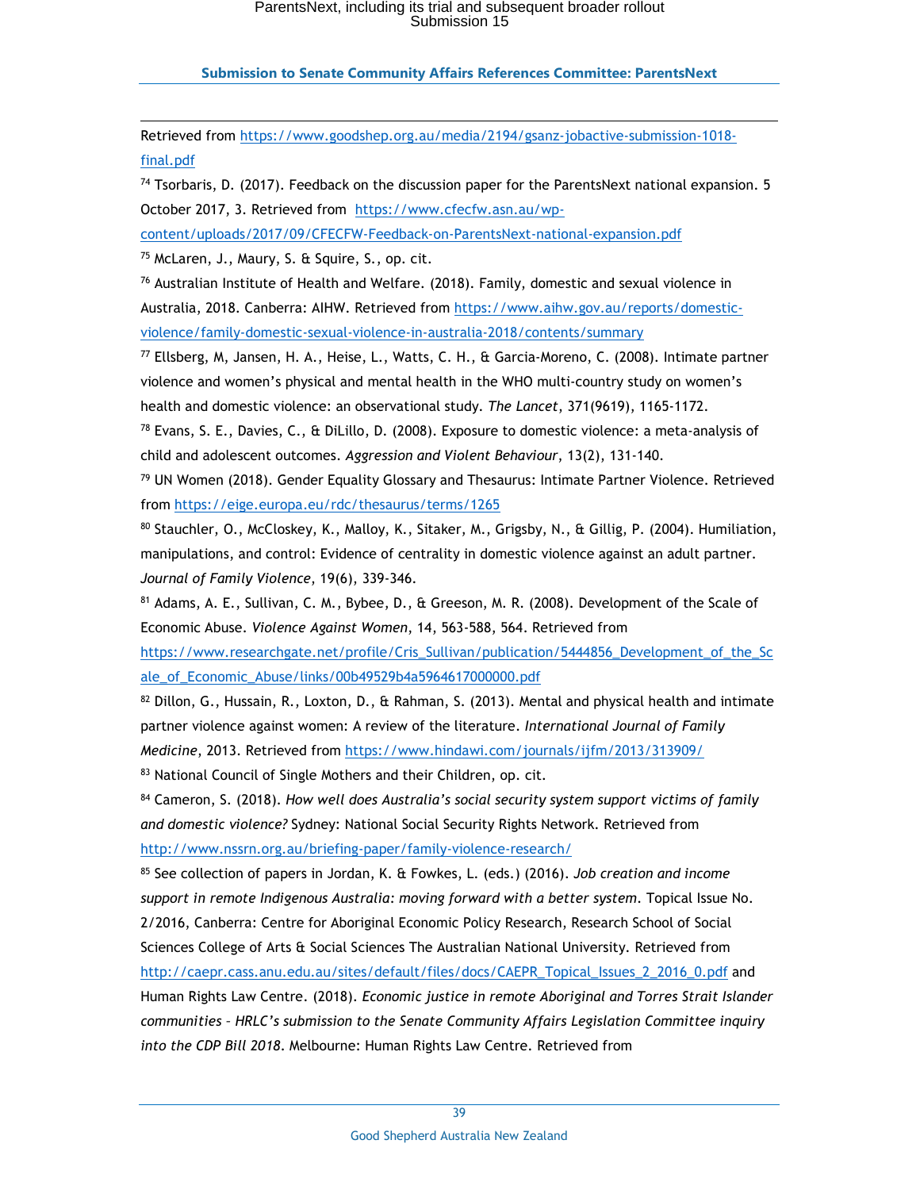Retrieved from https://www.goodshep.org.au/media/2194/gsanz-jobactive-submission-1018-final.pdf

[74] Tsorbaris, D. (2017). Feedback on the discussion paper for the ParentsNext national expansion. 5 October 2017, 3. Retrieved from https://www.cfecfw.asn.au/wp-content/uploads/2017/09/CFECFW-Feedback-on-ParentsNext-national-expansion.pdf

[75] McLaren, J., Maury, S. & Squire, S., op. cit.

[76] Australian Institute of Health and Welfare. (2018). Family, domestic and sexual violence in Australia, 2018. Canberra: AIHW. Retrieved from https://www.aihw.gov.au/reports/domestic-violence/family-domestic-sexual-violence-in-australia-2018/contents/summary

[77] Ellsberg, M, Jansen, H. A., Heise, L., Watts, C. H., & Garcia-Moreno, C. (2008). Intimate partner violence and women's physical and mental health in the WHO multi-country study on women's health and domestic violence: an observational study. *The Lancet*, 371(9619), 1165-1172.

[78] Evans, S. E., Davies, C., & DiLillo, D. (2008). Exposure to domestic violence: a meta-analysis of child and adolescent outcomes. *Aggression and Violent Behaviour*, 13(2), 131-140.

[79] UN Women (2018). Gender Equality Glossary and Thesaurus: Intimate Partner Violence. Retrieved from https://eige.europa.eu/rdc/thesaurus/terms/1265

[80] Stauchler, O., McCloskey, K., Malloy, K., Sitaker, M., Grigsby, N., & Gillig, P. (2004). Humiliation, manipulations, and control: Evidence of centrality in domestic violence against an adult partner. *Journal of Family Violence*, 19(6), 339-346.

[81] Adams, A. E., Sullivan, C. M., Bybee, D., & Greeson, M. R. (2008). Development of the Scale of Economic Abuse. *Violence Against Women*, 14, 563-588, 564. Retrieved from https://www.researchgate.net/profile/Cris_Sullivan/publication/5444856_Development_of_the_Scale_of_Economic_Abuse/links/00b49529b4a5964617000000.pdf

[82] Dillon, G., Hussain, R., Loxton, D., & Rahman, S. (2013). Mental and physical health and intimate partner violence against women: A review of the literature. *International Journal of Family Medicine*, 2013. Retrieved from https://www.hindawi.com/journals/ijfm/2013/313909/

[83] National Council of Single Mothers and their Children, op. cit.

[84] Cameron, S. (2018). *How well does Australia's social security system support victims of family and domestic violence?* Sydney: National Social Security Rights Network. Retrieved from http://www.nssrn.org.au/briefing-paper/family-violence-research/

[85] See collection of papers in Jordan, K. & Fowkes, L. (eds.) (2016). *Job creation and income support in remote Indigenous Australia: moving forward with a better system*. Topical Issue No. 2/2016, Canberra: Centre for Aboriginal Economic Policy Research, Research School of Social Sciences College of Arts & Social Sciences The Australian National University. Retrieved from http://caepr.cass.anu.edu.au/sites/default/files/docs/CAEPR_Topical_Issues_2_2016_0.pdf and Human Rights Law Centre. (2018). *Economic justice in remote Aboriginal and Torres Strait Islander communities – HRLC's submission to the Senate Community Affairs Legislation Committee inquiry into the CDP Bill 2018*. Melbourne: Human Rights Law Centre. Retrieved from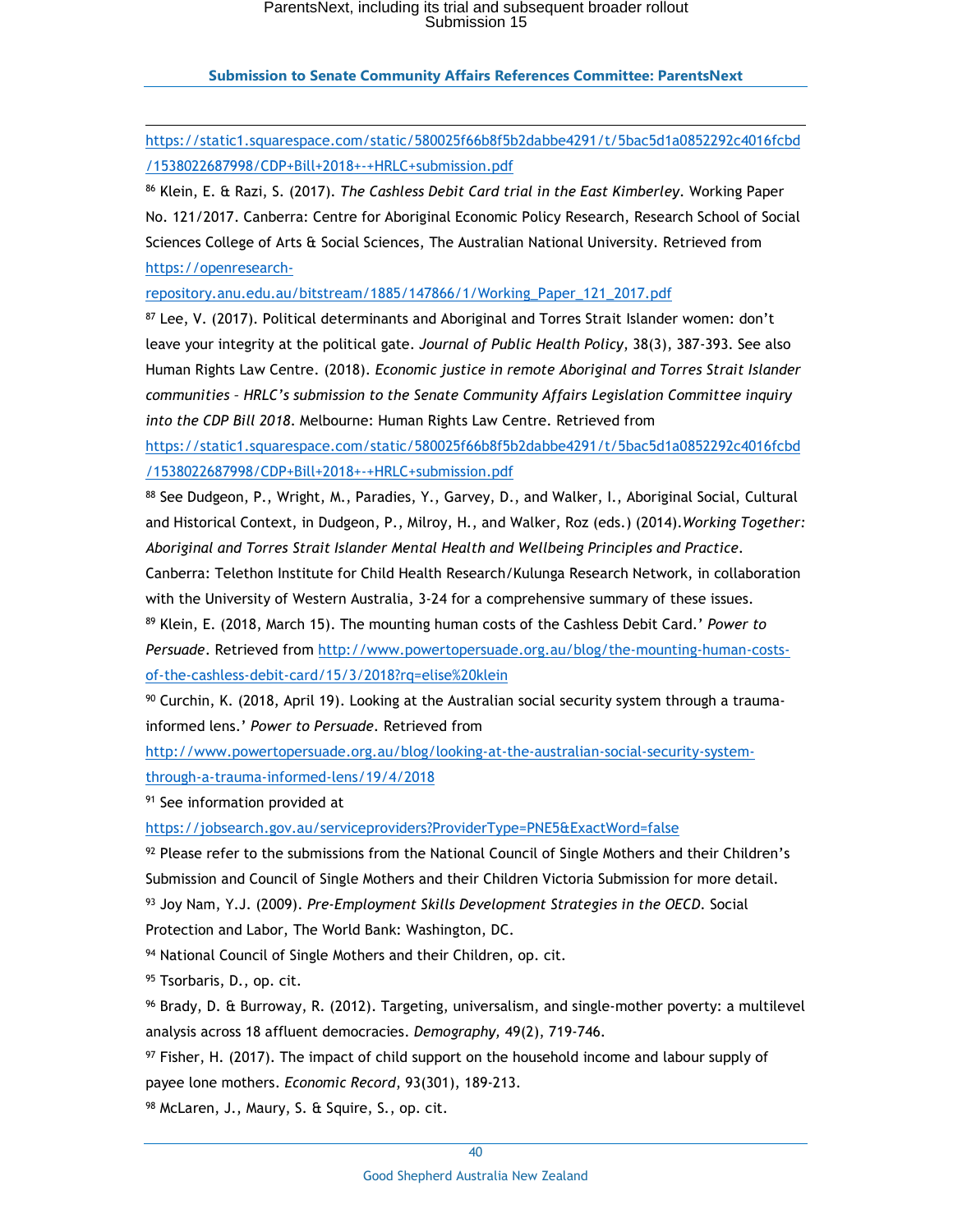https://static1.squarespace.com/static/580025f66b8f5b2dabbe4291/t/5bac5d1a0852292c4016fcbd/1538022687998/CDP+Bill+2018+-+HRLC+submission.pdf

[86] Klein, E. & Razi, S. (2017). *The Cashless Debit Card trial in the East Kimberley*. Working Paper No. 121/2017. Canberra: Centre for Aboriginal Economic Policy Research, Research School of Social Sciences College of Arts & Social Sciences, The Australian National University. Retrieved from https://openresearch-repository.anu.edu.au/bitstream/1885/147866/1/Working_Paper_121_2017.pdf

[87] Lee, V. (2017). Political determinants and Aboriginal and Torres Strait Islander women: don't leave your integrity at the political gate. *Journal of Public Health Policy*, 38(3), 387-393. See also Human Rights Law Centre. (2018). *Economic justice in remote Aboriginal and Torres Strait Islander communities – HRLC's submission to the Senate Community Affairs Legislation Committee inquiry into the CDP Bill 2018*. Melbourne: Human Rights Law Centre. Retrieved from https://static1.squarespace.com/static/580025f66b8f5b2dabbe4291/t/5bac5d1a0852292c4016fcbd/1538022687998/CDP+Bill+2018+-+HRLC+submission.pdf

[88] See Dudgeon, P., Wright, M., Paradies, Y., Garvey, D., and Walker, I., Aboriginal Social, Cultural and Historical Context, in Dudgeon, P., Milroy, H., and Walker, Roz (eds.) (2014).*Working Together: Aboriginal and Torres Strait Islander Mental Health and Wellbeing Principles and Practice*. Canberra: Telethon Institute for Child Health Research/Kulunga Research Network, in collaboration with the University of Western Australia, 3-24 for a comprehensive summary of these issues.

[89] Klein, E. (2018, March 15). The mounting human costs of the Cashless Debit Card.' *Power to Persuade*. Retrieved from http://www.powertopersuade.org.au/blog/the-mounting-human-costs-of-the-cashless-debit-card/15/3/2018?rq=elise%20klein

[90] Curchin, K. (2018, April 19). Looking at the Australian social security system through a trauma-informed lens.' *Power to Persuade*. Retrieved from http://www.powertopersuade.org.au/blog/looking-at-the-australian-social-security-system-through-a-trauma-informed-lens/19/4/2018

[91] See information provided at https://jobsearch.gov.au/serviceproviders?ProviderType=PNE5&ExactWord=false

[92] Please refer to the submissions from the National Council of Single Mothers and their Children's Submission and Council of Single Mothers and their Children Victoria Submission for more detail.

[93] Joy Nam, Y.J. (2009). *Pre-Employment Skills Development Strategies in the OECD*. Social Protection and Labor, The World Bank: Washington, DC.

[94] National Council of Single Mothers and their Children, op. cit.

[95] Tsorbaris, D., op. cit.

[96] Brady, D. & Burroway, R. (2012). Targeting, universalism, and single-mother poverty: a multilevel analysis across 18 affluent democracies. *Demography,* 49(2), 719-746.

[97] Fisher, H. (2017). The impact of child support on the household income and labour supply of payee lone mothers. *Economic Record,* 93(301), 189-213.

[98] McLaren, J., Maury, S. & Squire, S., op. cit.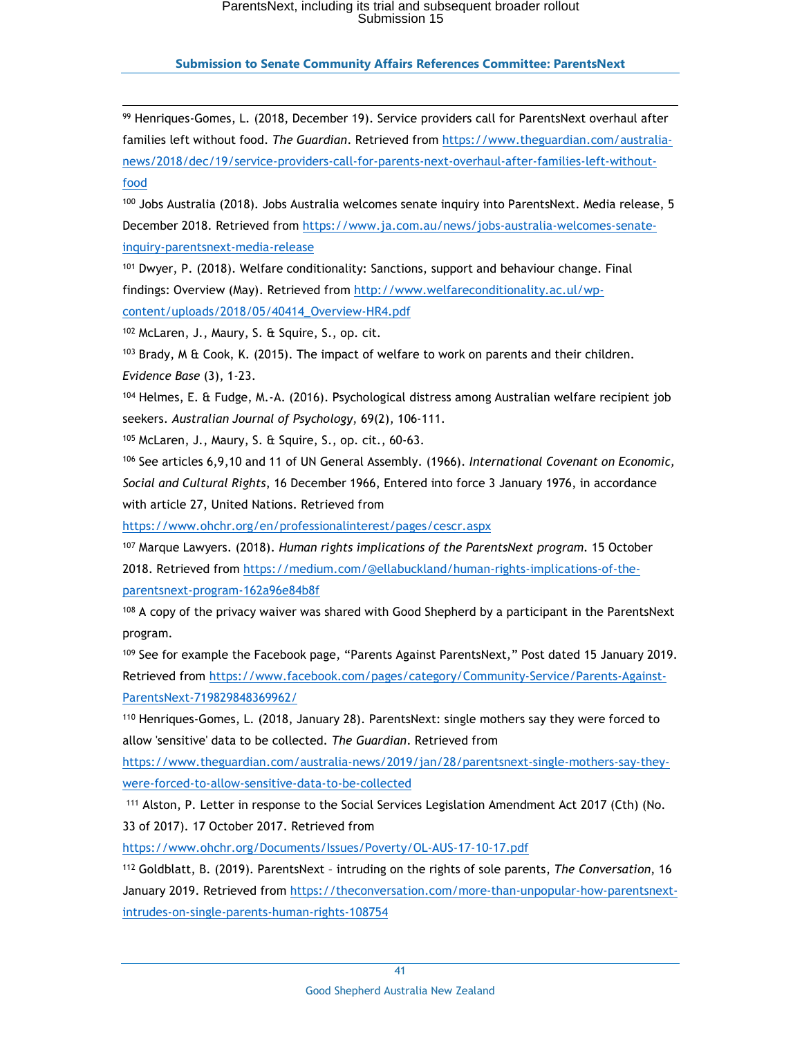[99] Henriques-Gomes, L. (2018, December 19). Service providers call for ParentsNext overhaul after families left without food. *The Guardian*. Retrieved from https://www.theguardian.com/australia-news/2018/dec/19/service-providers-call-for-parents-next-overhaul-after-families-left-without-food

[100] Jobs Australia (2018). Jobs Australia welcomes senate inquiry into ParentsNext. Media release, 5 December 2018. Retrieved from https://www.ja.com.au/news/jobs-australia-welcomes-senate-inquiry-parentsnext-media-release

[101] Dwyer, P. (2018). Welfare conditionality: Sanctions, support and behaviour change. Final findings: Overview (May). Retrieved from http://www.welfareconditionality.ac.ul/wp-content/uploads/2018/05/40414_Overview-HR4.pdf

[102] McLaren, J., Maury, S. & Squire, S., op. cit.

[103] Brady, M & Cook, K. (2015). The impact of welfare to work on parents and their children. *Evidence Base* (3), 1-23.

[104] Helmes, E. & Fudge, M.-A. (2016). Psychological distress among Australian welfare recipient job seekers. *Australian Journal of Psychology*, 69(2), 106-111.

[105] McLaren, J., Maury, S. & Squire, S., op. cit., 60-63.

[106] See articles 6,9,10 and 11 of UN General Assembly. (1966). *International Covenant on Economic, Social and Cultural Rights*, 16 December 1966, Entered into force 3 January 1976, in accordance with article 27, United Nations. Retrieved from https://www.ohchr.org/en/professionalinterest/pages/cescr.aspx

[107] Marque Lawyers. (2018). *Human rights implications of the ParentsNext program*. 15 October 2018. Retrieved from https://medium.com/@ellabuckland/human-rights-implications-of-the-parentsnext-program-162a96e84b8f

[108] A copy of the privacy waiver was shared with Good Shepherd by a participant in the ParentsNext program.

[109] See for example the Facebook page, "Parents Against ParentsNext," Post dated 15 January 2019. Retrieved from https://www.facebook.com/pages/category/Community-Service/Parents-Against-ParentsNext-719829848369962/

[110] Henriques-Gomes, L. (2018, January 28). ParentsNext: single mothers say they were forced to allow 'sensitive' data to be collected. *The Guardian*. Retrieved from https://www.theguardian.com/australia-news/2019/jan/28/parentsnext-single-mothers-say-they-were-forced-to-allow-sensitive-data-to-be-collected

[111] Alston, P. Letter in response to the Social Services Legislation Amendment Act 2017 (Cth) (No. 33 of 2017). 17 October 2017. Retrieved from https://www.ohchr.org/Documents/Issues/Poverty/OL-AUS-17-10-17.pdf

[112] Goldblatt, B. (2019). ParentsNext – intruding on the rights of sole parents, *The Conversation*, 16 January 2019. Retrieved from https://theconversation.com/more-than-unpopular-how-parentsnext-intrudes-on-single-parents-human-rights-108754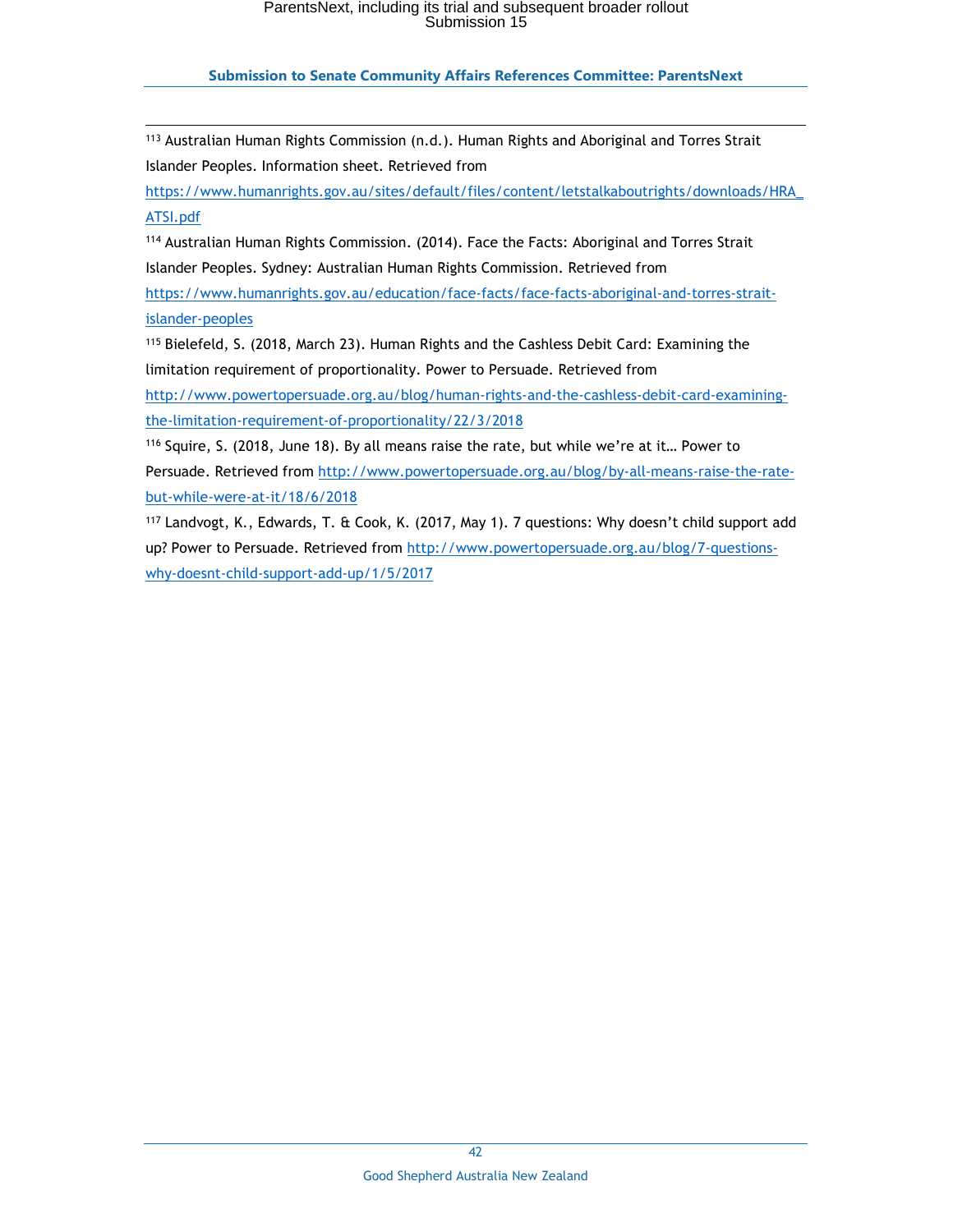[113] Australian Human Rights Commission (n.d.). Human Rights and Aboriginal and Torres Strait Islander Peoples. Information sheet. Retrieved from https://www.humanrights.gov.au/sites/default/files/content/letstalkaboutrights/downloads/HRA_ATSI.pdf

[114] Australian Human Rights Commission. (2014). Face the Facts: Aboriginal and Torres Strait Islander Peoples. Sydney: Australian Human Rights Commission. Retrieved from https://www.humanrights.gov.au/education/face-facts/face-facts-aboriginal-and-torres-strait-islander-peoples

[115] Bielefeld, S. (2018, March 23). Human Rights and the Cashless Debit Card: Examining the limitation requirement of proportionality. Power to Persuade. Retrieved from http://www.powertopersuade.org.au/blog/human-rights-and-the-cashless-debit-card-examining-the-limitation-requirement-of-proportionality/22/3/2018

[116] Squire, S. (2018, June 18). By all means raise the rate, but while we're at it… Power to Persuade. Retrieved from http://www.powertopersuade.org.au/blog/by-all-means-raise-the-rate-but-while-were-at-it/18/6/2018

[117] Landvogt, K., Edwards, T. & Cook, K. (2017, May 1). 7 questions: Why doesn't child support add up? Power to Persuade. Retrieved from http://www.powertopersuade.org.au/blog/7-questions-why-doesnt-child-support-add-up/1/5/2017